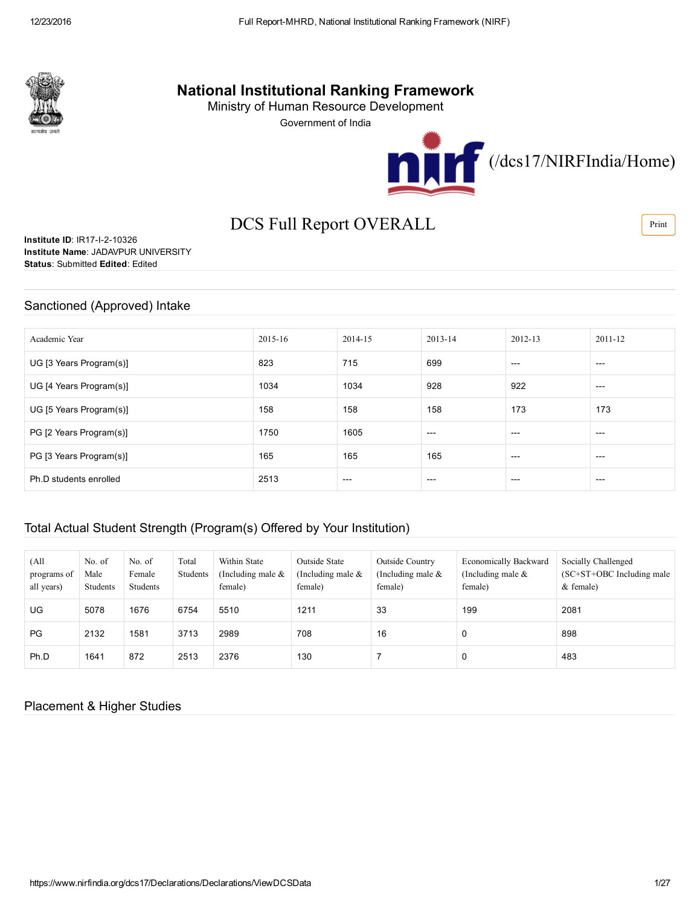# National Institutional Ranking Framework

Ministry of Human Resource Development

Government of India

(/dcs17/NIRFIndia/Home)

## DCS Full Report OVERALL

**Institute ID**: IR17-I-2-10326
**Institute Name**: JADAVPUR UNIVERSITY
**Status**: Submitted **Edited**: Edited

## Sanctioned (Approved) Intake

| Academic Year | 2015-16 | 2014-15 | 2013-14 | 2012-13 | 2011-12 |
|---|---|---|---|---|---|
| UG [3 Years Program(s)] | 823 | 715 | 699 | --- | --- |
| UG [4 Years Program(s)] | 1034 | 1034 | 928 | 922 | --- |
| UG [5 Years Program(s)] | 158 | 158 | 158 | 173 | 173 |
| PG [2 Years Program(s)] | 1750 | 1605 | --- | --- | --- |
| PG [3 Years Program(s)] | 165 | 165 | 165 | --- | --- |
| Ph.D students enrolled | 2513 | --- | --- | --- | --- |

## Total Actual Student Strength (Program(s) Offered by Your Institution)

| (All programs of all years) | No. of Male Students | No. of Female Students | Total Students | Within State (Including male & female) | Outside State (Including male & female) | Outside Country (Including male & female) | Economically Backward (Including male & female) | Socially Challenged (SC+ST+OBC Including male & female) |
|---|---|---|---|---|---|---|---|---|
| UG | 5078 | 1676 | 6754 | 5510 | 1211 | 33 | 199 | 2081 |
| PG | 2132 | 1581 | 3713 | 2989 | 708 | 16 | 0 | 898 |
| Ph.D | 1641 | 872 | 2513 | 2376 | 130 | 7 | 0 | 483 |

## Placement & Higher Studies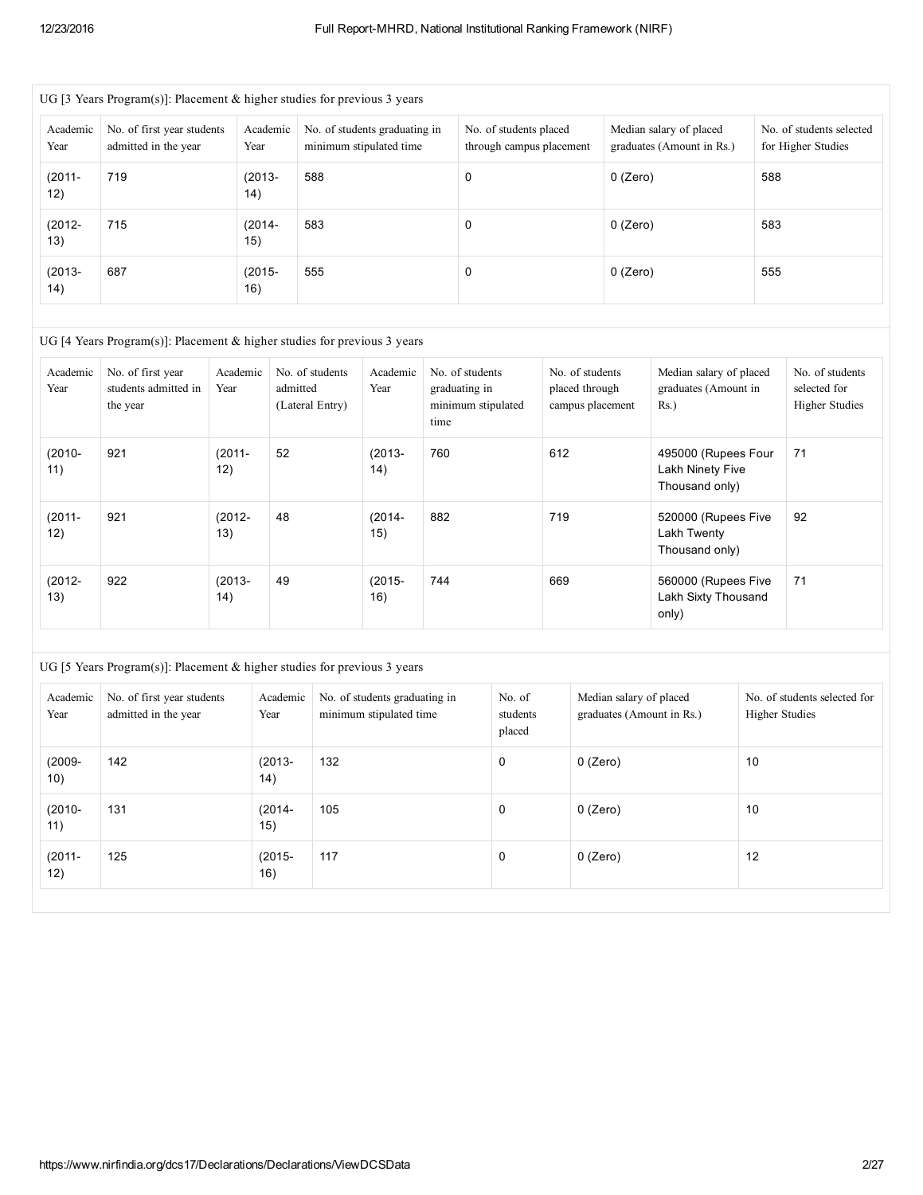UG [3 Years Program(s)]: Placement & higher studies for previous 3 years

| Academic Year | No. of first year students admitted in the year | Academic Year | No. of students graduating in minimum stipulated time | No. of students placed through campus placement | Median salary of placed graduates (Amount in Rs.) | No. of students selected for Higher Studies |
|---|---|---|---|---|---|---|
| (2011-12) | 719 | (2013-14) | 588 | 0 | 0 (Zero) | 588 |
| (2012-13) | 715 | (2014-15) | 583 | 0 | 0 (Zero) | 583 |
| (2013-14) | 687 | (2015-16) | 555 | 0 | 0 (Zero) | 555 |

UG [4 Years Program(s)]: Placement & higher studies for previous 3 years

| Academic Year | No. of first year students admitted in the year | Academic Year | No. of students admitted (Lateral Entry) | Academic Year | No. of students graduating in minimum stipulated time | No. of students placed through campus placement | Median salary of placed graduates (Amount in Rs.) | No. of students selected for Higher Studies |
|---|---|---|---|---|---|---|---|---|
| (2010-11) | 921 | (2011-12) | 52 | (2013-14) | 760 | 612 | 495000 (Rupees Four Lakh Ninety Five Thousand only) | 71 |
| (2011-12) | 921 | (2012-13) | 48 | (2014-15) | 882 | 719 | 520000 (Rupees Five Lakh Twenty Thousand only) | 92 |
| (2012-13) | 922 | (2013-14) | 49 | (2015-16) | 744 | 669 | 560000 (Rupees Five Lakh Sixty Thousand only) | 71 |

UG [5 Years Program(s)]: Placement & higher studies for previous 3 years

| Academic Year | No. of first year students admitted in the year | Academic Year | No. of students graduating in minimum stipulated time | No. of students placed | Median salary of placed graduates (Amount in Rs.) | No. of students selected for Higher Studies |
|---|---|---|---|---|---|---|
| (2009-10) | 142 | (2013-14) | 132 | 0 | 0 (Zero) | 10 |
| (2010-11) | 131 | (2014-15) | 105 | 0 | 0 (Zero) | 10 |
| (2011-12) | 125 | (2015-16) | 117 | 0 | 0 (Zero) | 12 |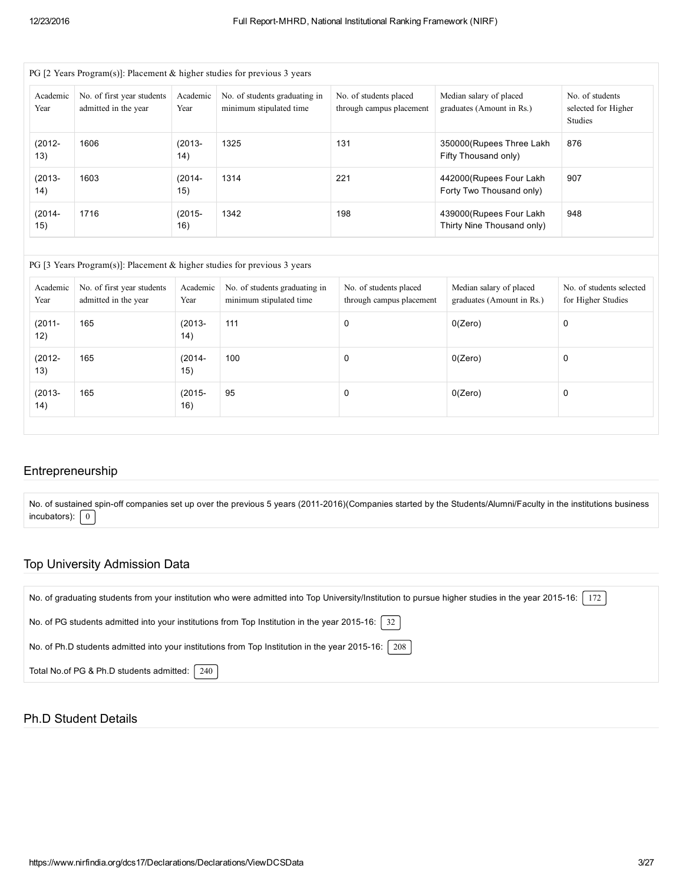PG [2 Years Program(s)]: Placement & higher studies for previous 3 years

| Academic Year | No. of first year students admitted in the year | Academic Year | No. of students graduating in minimum stipulated time | No. of students placed through campus placement | Median salary of placed graduates (Amount in Rs.) | No. of students selected for Higher Studies |
|---|---|---|---|---|---|---|
| (2012-13) | 1606 | (2013-14) | 1325 | 131 | 350000(Rupees Three Lakh Fifty Thousand only) | 876 |
| (2013-14) | 1603 | (2014-15) | 1314 | 221 | 442000(Rupees Four Lakh Forty Two Thousand only) | 907 |
| (2014-15) | 1716 | (2015-16) | 1342 | 198 | 439000(Rupees Four Lakh Thirty Nine Thousand only) | 948 |

PG [3 Years Program(s)]: Placement & higher studies for previous 3 years

| Academic Year | No. of first year students admitted in the year | Academic Year | No. of students graduating in minimum stipulated time | No. of students placed through campus placement | Median salary of placed graduates (Amount in Rs.) | No. of students selected for Higher Studies |
|---|---|---|---|---|---|---|
| (2011-12) | 165 | (2013-14) | 111 | 0 | 0(Zero) | 0 |
| (2012-13) | 165 | (2014-15) | 100 | 0 | 0(Zero) | 0 |
| (2013-14) | 165 | (2015-16) | 95 | 0 | 0(Zero) | 0 |

## Entrepreneurship

No. of sustained spin-off companies set up over the previous 5 years (2011-2016)(Companies started by the Students/Alumni/Faculty in the institutions business incubators): 0

## Top University Admission Data

No. of graduating students from your institution who were admitted into Top University/Institution to pursue higher studies in the year 2015-16: 172

No. of PG students admitted into your institutions from Top Institution in the year 2015-16: 32

No. of Ph.D students admitted into your institutions from Top Institution in the year 2015-16: 208

Total No.of PG & Ph.D students admitted: 240

## Ph.D Student Details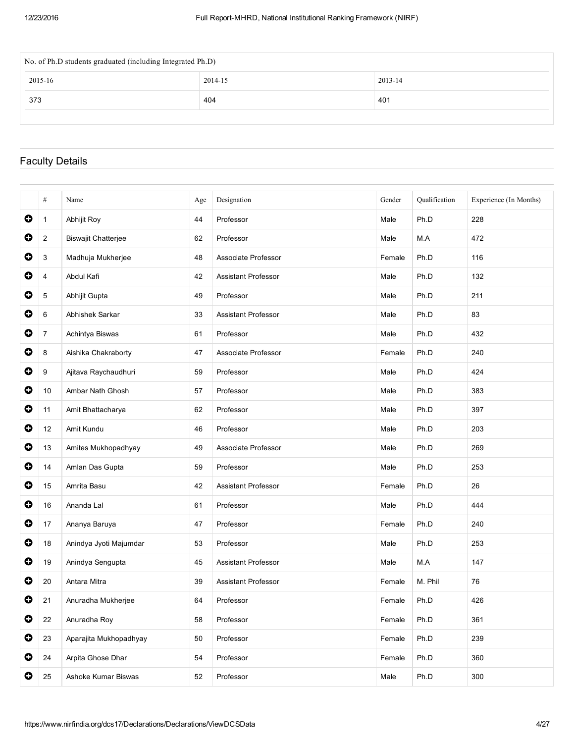| No. of Ph.D students graduated (including Integrated Ph.D) | | |
|---|---|---|
| 2015-16 | 2014-15 | 2013-14 |
| 373 | 404 | 401 |

## Faculty Details

| # | Name | Age | Designation | Gender | Qualification | Experience (In Months) |
|---|---|---|---|---|---|---|
| 1 | Abhijit Roy | 44 | Professor | Male | Ph.D | 228 |
| 2 | Biswajit Chatterjee | 62 | Professor | Male | M.A | 472 |
| 3 | Madhuja Mukherjee | 48 | Associate Professor | Female | Ph.D | 116 |
| 4 | Abdul Kafi | 42 | Assistant Professor | Male | Ph.D | 132 |
| 5 | Abhijit Gupta | 49 | Professor | Male | Ph.D | 211 |
| 6 | Abhishek Sarkar | 33 | Assistant Professor | Male | Ph.D | 83 |
| 7 | Achintya Biswas | 61 | Professor | Male | Ph.D | 432 |
| 8 | Aishika Chakraborty | 47 | Associate Professor | Female | Ph.D | 240 |
| 9 | Ajitava Raychaudhuri | 59 | Professor | Male | Ph.D | 424 |
| 10 | Ambar Nath Ghosh | 57 | Professor | Male | Ph.D | 383 |
| 11 | Amit Bhattacharya | 62 | Professor | Male | Ph.D | 397 |
| 12 | Amit Kundu | 46 | Professor | Male | Ph.D | 203 |
| 13 | Amites Mukhopadhyay | 49 | Associate Professor | Male | Ph.D | 269 |
| 14 | Amlan Das Gupta | 59 | Professor | Male | Ph.D | 253 |
| 15 | Amrita Basu | 42 | Assistant Professor | Female | Ph.D | 26 |
| 16 | Ananda Lal | 61 | Professor | Male | Ph.D | 444 |
| 17 | Ananya Baruya | 47 | Professor | Female | Ph.D | 240 |
| 18 | Anindya Jyoti Majumdar | 53 | Professor | Male | Ph.D | 253 |
| 19 | Anindya Sengupta | 45 | Assistant Professor | Male | M.A | 147 |
| 20 | Antara Mitra | 39 | Assistant Professor | Female | M. Phil | 76 |
| 21 | Anuradha Mukherjee | 64 | Professor | Female | Ph.D | 426 |
| 22 | Anuradha Roy | 58 | Professor | Female | Ph.D | 361 |
| 23 | Aparajita Mukhopadhyay | 50 | Professor | Female | Ph.D | 239 |
| 24 | Arpita Ghose Dhar | 54 | Professor | Female | Ph.D | 360 |
| 25 | Ashoke Kumar Biswas | 52 | Professor | Male | Ph.D | 300 |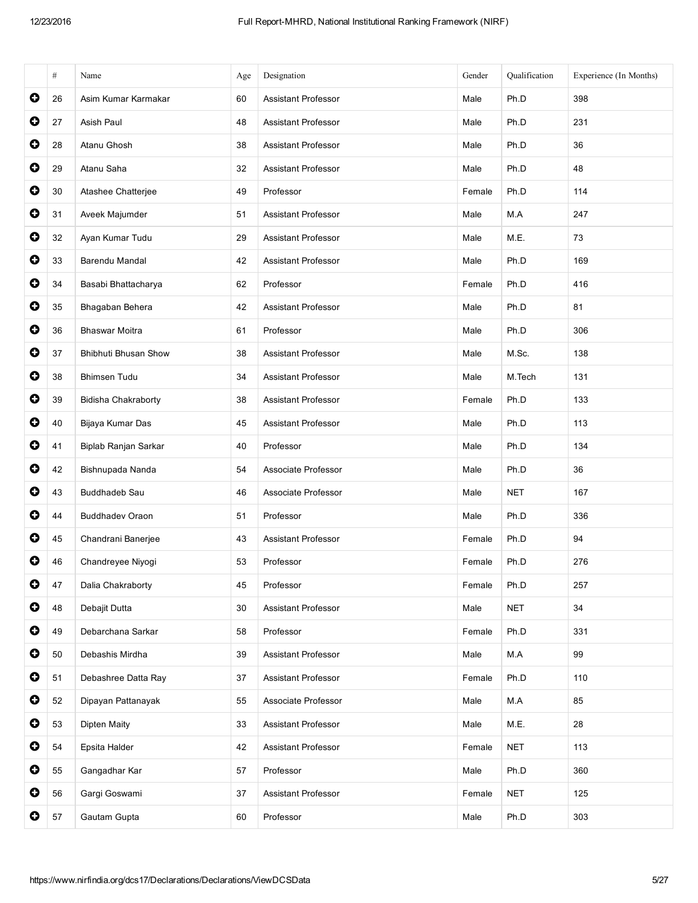| | # | Name | Age | Designation | Gender | Qualification | Experience (In Months) |
|---|---|---|---|---|---|---|---|
| ● | 26 | Asim Kumar Karmakar | 60 | Assistant Professor | Male | Ph.D | 398 |
| ● | 27 | Asish Paul | 48 | Assistant Professor | Male | Ph.D | 231 |
| ● | 28 | Atanu Ghosh | 38 | Assistant Professor | Male | Ph.D | 36 |
| ● | 29 | Atanu Saha | 32 | Assistant Professor | Male | Ph.D | 48 |
| ● | 30 | Atashee Chatterjee | 49 | Professor | Female | Ph.D | 114 |
| ● | 31 | Aveek Majumder | 51 | Assistant Professor | Male | M.A | 247 |
| ● | 32 | Ayan Kumar Tudu | 29 | Assistant Professor | Male | M.E. | 73 |
| ● | 33 | Barendu Mandal | 42 | Assistant Professor | Male | Ph.D | 169 |
| ● | 34 | Basabi Bhattacharya | 62 | Professor | Female | Ph.D | 416 |
| ● | 35 | Bhagaban Behera | 42 | Assistant Professor | Male | Ph.D | 81 |
| ● | 36 | Bhaswar Moitra | 61 | Professor | Male | Ph.D | 306 |
| ● | 37 | Bhibhuti Bhusan Show | 38 | Assistant Professor | Male | M.Sc. | 138 |
| ● | 38 | Bhimsen Tudu | 34 | Assistant Professor | Male | M.Tech | 131 |
| ● | 39 | Bidisha Chakraborty | 38 | Assistant Professor | Female | Ph.D | 133 |
| ● | 40 | Bijaya Kumar Das | 45 | Assistant Professor | Male | Ph.D | 113 |
| ● | 41 | Biplab Ranjan Sarkar | 40 | Professor | Male | Ph.D | 134 |
| ● | 42 | Bishnupada Nanda | 54 | Associate Professor | Male | Ph.D | 36 |
| ● | 43 | Buddhadeb Sau | 46 | Associate Professor | Male | NET | 167 |
| ● | 44 | Buddhadev Oraon | 51 | Professor | Male | Ph.D | 336 |
| ● | 45 | Chandrani Banerjee | 43 | Assistant Professor | Female | Ph.D | 94 |
| ● | 46 | Chandreyee Niyogi | 53 | Professor | Female | Ph.D | 276 |
| ● | 47 | Dalia Chakraborty | 45 | Professor | Female | Ph.D | 257 |
| ● | 48 | Debajit Dutta | 30 | Assistant Professor | Male | NET | 34 |
| ● | 49 | Debarchana Sarkar | 58 | Professor | Female | Ph.D | 331 |
| ● | 50 | Debashis Mirdha | 39 | Assistant Professor | Male | M.A | 99 |
| ● | 51 | Debashree Datta Ray | 37 | Assistant Professor | Female | Ph.D | 110 |
| ● | 52 | Dipayan Pattanayak | 55 | Associate Professor | Male | M.A | 85 |
| ● | 53 | Dipten Maity | 33 | Assistant Professor | Male | M.E. | 28 |
| ● | 54 | Epsita Halder | 42 | Assistant Professor | Female | NET | 113 |
| ● | 55 | Gangadhar Kar | 57 | Professor | Male | Ph.D | 360 |
| ● | 56 | Gargi Goswami | 37 | Assistant Professor | Female | NET | 125 |
| ● | 57 | Gautam Gupta | 60 | Professor | Male | Ph.D | 303 |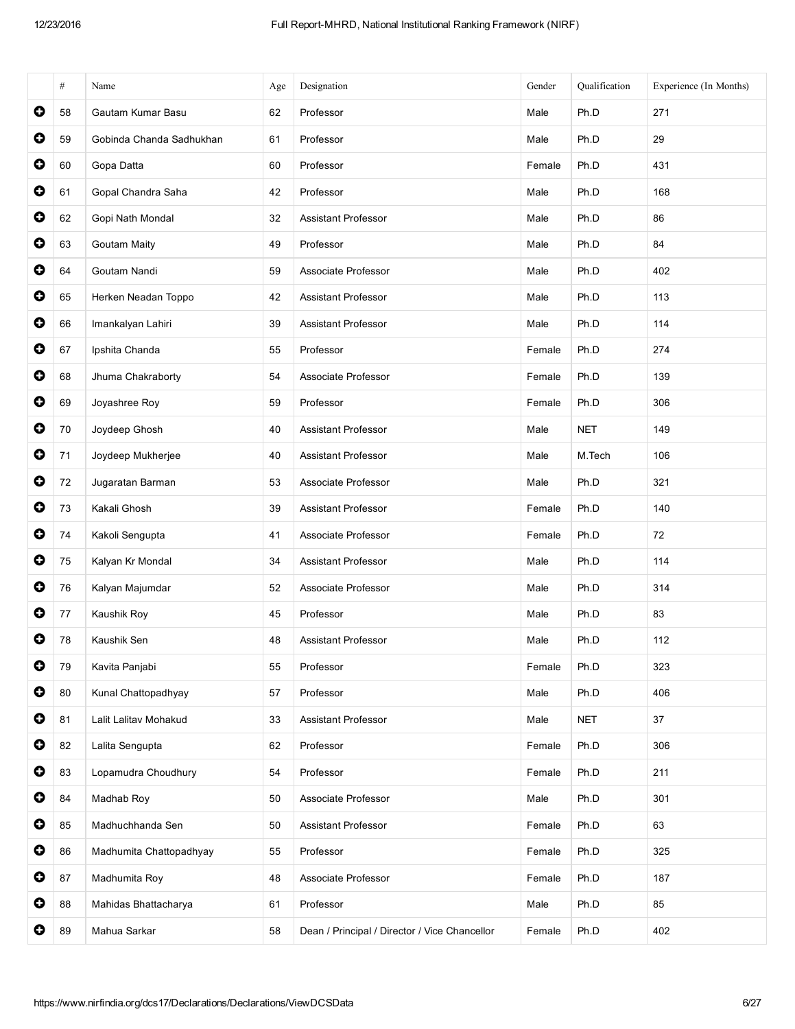| | # | Name | Age | Designation | Gender | Qualification | Experience (In Months) |
|---|---|---|---|---|---|---|---|
| ✚ | 58 | Gautam Kumar Basu | 62 | Professor | Male | Ph.D | 271 |
| ✚ | 59 | Gobinda Chanda Sadhukhan | 61 | Professor | Male | Ph.D | 29 |
| ✚ | 60 | Gopa Datta | 60 | Professor | Female | Ph.D | 431 |
| ✚ | 61 | Gopal Chandra Saha | 42 | Professor | Male | Ph.D | 168 |
| ✚ | 62 | Gopi Nath Mondal | 32 | Assistant Professor | Male | Ph.D | 86 |
| ✚ | 63 | Goutam Maity | 49 | Professor | Male | Ph.D | 84 |
| ✚ | 64 | Goutam Nandi | 59 | Associate Professor | Male | Ph.D | 402 |
| ✚ | 65 | Herken Neadan Toppo | 42 | Assistant Professor | Male | Ph.D | 113 |
| ✚ | 66 | Imankalyan Lahiri | 39 | Assistant Professor | Male | Ph.D | 114 |
| ✚ | 67 | Ipshita Chanda | 55 | Professor | Female | Ph.D | 274 |
| ✚ | 68 | Jhuma Chakraborty | 54 | Associate Professor | Female | Ph.D | 139 |
| ✚ | 69 | Joyashree Roy | 59 | Professor | Female | Ph.D | 306 |
| ✚ | 70 | Joydeep Ghosh | 40 | Assistant Professor | Male | NET | 149 |
| ✚ | 71 | Joydeep Mukherjee | 40 | Assistant Professor | Male | M.Tech | 106 |
| ✚ | 72 | Jugaratan Barman | 53 | Associate Professor | Male | Ph.D | 321 |
| ✚ | 73 | Kakali Ghosh | 39 | Assistant Professor | Female | Ph.D | 140 |
| ✚ | 74 | Kakoli Sengupta | 41 | Associate Professor | Female | Ph.D | 72 |
| ✚ | 75 | Kalyan Kr Mondal | 34 | Assistant Professor | Male | Ph.D | 114 |
| ✚ | 76 | Kalyan Majumdar | 52 | Associate Professor | Male | Ph.D | 314 |
| ✚ | 77 | Kaushik Roy | 45 | Professor | Male | Ph.D | 83 |
| ✚ | 78 | Kaushik Sen | 48 | Assistant Professor | Male | Ph.D | 112 |
| ✚ | 79 | Kavita Panjabi | 55 | Professor | Female | Ph.D | 323 |
| ✚ | 80 | Kunal Chattopadhyay | 57 | Professor | Male | Ph.D | 406 |
| ✚ | 81 | Lalit Lalitav Mohakud | 33 | Assistant Professor | Male | NET | 37 |
| ✚ | 82 | Lalita Sengupta | 62 | Professor | Female | Ph.D | 306 |
| ✚ | 83 | Lopamudra Choudhury | 54 | Professor | Female | Ph.D | 211 |
| ✚ | 84 | Madhab Roy | 50 | Associate Professor | Male | Ph.D | 301 |
| ✚ | 85 | Madhuchhanda Sen | 50 | Assistant Professor | Female | Ph.D | 63 |
| ✚ | 86 | Madhumita Chattopadhyay | 55 | Professor | Female | Ph.D | 325 |
| ✚ | 87 | Madhumita Roy | 48 | Associate Professor | Female | Ph.D | 187 |
| ✚ | 88 | Mahidas Bhattacharya | 61 | Professor | Male | Ph.D | 85 |
| ✚ | 89 | Mahua Sarkar | 58 | Dean / Principal / Director / Vice Chancellor | Female | Ph.D | 402 |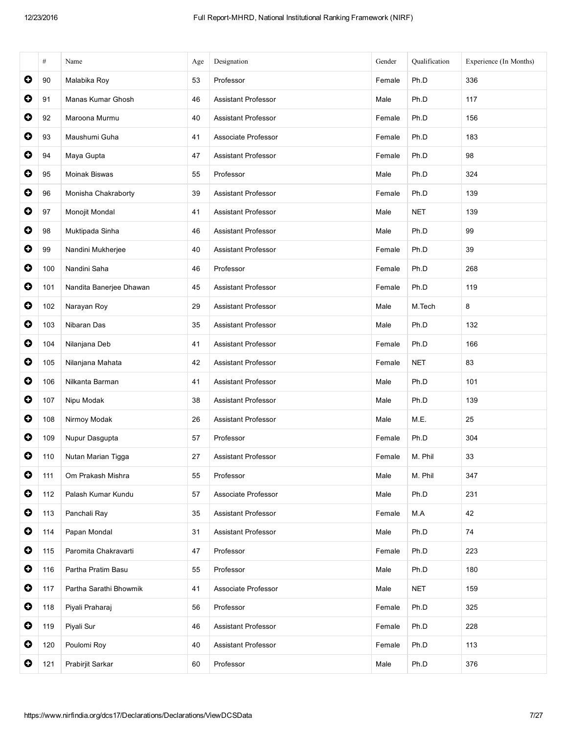| | # | Name | Age | Designation | Gender | Qualification | Experience (In Months) |
|---|---|---|---|---|---|---|---|
| ⊕ | 90 | Malabika Roy | 53 | Professor | Female | Ph.D | 336 |
| ⊕ | 91 | Manas Kumar Ghosh | 46 | Assistant Professor | Male | Ph.D | 117 |
| ⊕ | 92 | Maroona Murmu | 40 | Assistant Professor | Female | Ph.D | 156 |
| ⊕ | 93 | Maushumi Guha | 41 | Associate Professor | Female | Ph.D | 183 |
| ⊕ | 94 | Maya Gupta | 47 | Assistant Professor | Female | Ph.D | 98 |
| ⊕ | 95 | Moinak Biswas | 55 | Professor | Male | Ph.D | 324 |
| ⊕ | 96 | Monisha Chakraborty | 39 | Assistant Professor | Female | Ph.D | 139 |
| ⊕ | 97 | Monojit Mondal | 41 | Assistant Professor | Male | NET | 139 |
| ⊕ | 98 | Muktipada Sinha | 46 | Assistant Professor | Male | Ph.D | 99 |
| ⊕ | 99 | Nandini Mukherjee | 40 | Assistant Professor | Female | Ph.D | 39 |
| ⊕ | 100 | Nandini Saha | 46 | Professor | Female | Ph.D | 268 |
| ⊕ | 101 | Nandita Banerjee Dhawan | 45 | Assistant Professor | Female | Ph.D | 119 |
| ⊕ | 102 | Narayan Roy | 29 | Assistant Professor | Male | M.Tech | 8 |
| ⊕ | 103 | Nibaran Das | 35 | Assistant Professor | Male | Ph.D | 132 |
| ⊕ | 104 | Nilanjana Deb | 41 | Assistant Professor | Female | Ph.D | 166 |
| ⊕ | 105 | Nilanjana Mahata | 42 | Assistant Professor | Female | NET | 83 |
| ⊕ | 106 | Nilkanta Barman | 41 | Assistant Professor | Male | Ph.D | 101 |
| ⊕ | 107 | Nipu Modak | 38 | Assistant Professor | Male | Ph.D | 139 |
| ⊕ | 108 | Nirmoy Modak | 26 | Assistant Professor | Male | M.E. | 25 |
| ⊕ | 109 | Nupur Dasgupta | 57 | Professor | Female | Ph.D | 304 |
| ⊕ | 110 | Nutan Marian Tigga | 27 | Assistant Professor | Female | M. Phil | 33 |
| ⊕ | 111 | Om Prakash Mishra | 55 | Professor | Male | M. Phil | 347 |
| ⊕ | 112 | Palash Kumar Kundu | 57 | Associate Professor | Male | Ph.D | 231 |
| ⊕ | 113 | Panchali Ray | 35 | Assistant Professor | Female | M.A | 42 |
| ⊕ | 114 | Papan Mondal | 31 | Assistant Professor | Male | Ph.D | 74 |
| ⊕ | 115 | Paromita Chakravarti | 47 | Professor | Female | Ph.D | 223 |
| ⊕ | 116 | Partha Pratim Basu | 55 | Professor | Male | Ph.D | 180 |
| ⊕ | 117 | Partha Sarathi Bhowmik | 41 | Associate Professor | Male | NET | 159 |
| ⊕ | 118 | Piyali Praharaj | 56 | Professor | Female | Ph.D | 325 |
| ⊕ | 119 | Piyali Sur | 46 | Assistant Professor | Female | Ph.D | 228 |
| ⊕ | 120 | Poulomi Roy | 40 | Assistant Professor | Female | Ph.D | 113 |
| ⊕ | 121 | Prabirjit Sarkar | 60 | Professor | Male | Ph.D | 376 |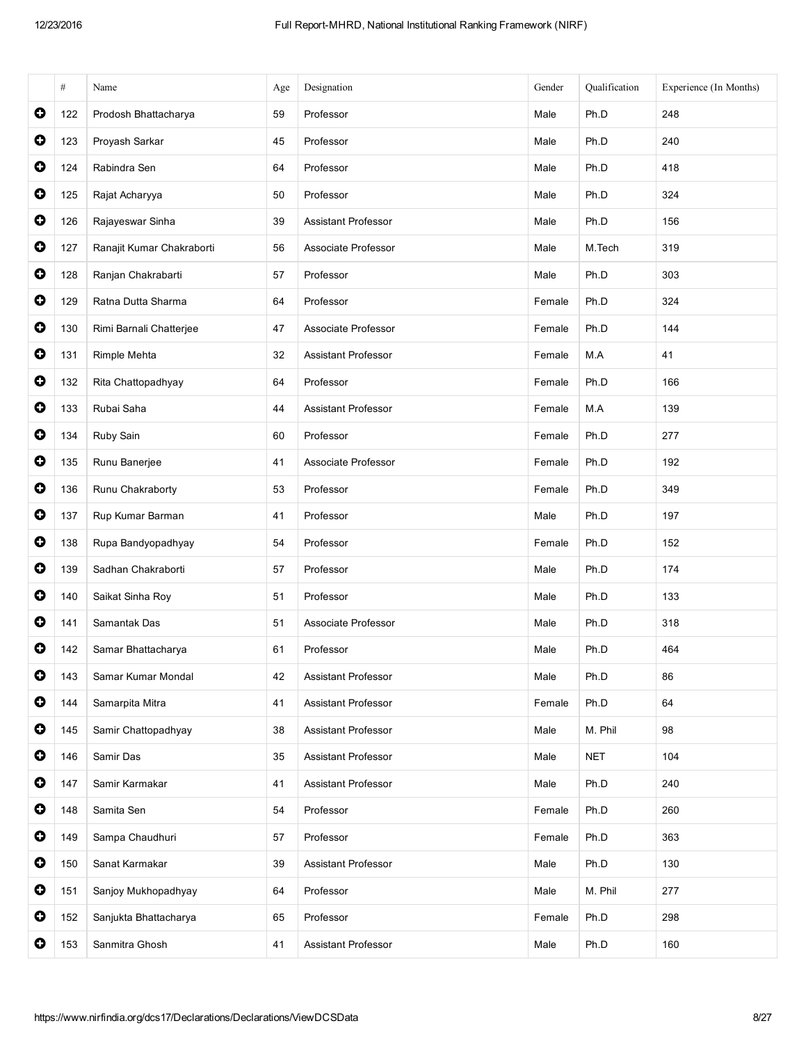| | # | Name | Age | Designation | Gender | Qualification | Experience (In Months) |
|---|---|---|---|---|---|---|---|
| | 122 | Prodosh Bhattacharya | 59 | Professor | Male | Ph.D | 248 |
| | 123 | Proyash Sarkar | 45 | Professor | Male | Ph.D | 240 |
| | 124 | Rabindra Sen | 64 | Professor | Male | Ph.D | 418 |
| | 125 | Rajat Acharyya | 50 | Professor | Male | Ph.D | 324 |
| | 126 | Rajayeswar Sinha | 39 | Assistant Professor | Male | Ph.D | 156 |
| | 127 | Ranajit Kumar Chakraborti | 56 | Associate Professor | Male | M.Tech | 319 |
| | 128 | Ranjan Chakrabarti | 57 | Professor | Male | Ph.D | 303 |
| | 129 | Ratna Dutta Sharma | 64 | Professor | Female | Ph.D | 324 |
| | 130 | Rimi Barnali Chatterjee | 47 | Associate Professor | Female | Ph.D | 144 |
| | 131 | Rimple Mehta | 32 | Assistant Professor | Female | M.A | 41 |
| | 132 | Rita Chattopadhyay | 64 | Professor | Female | Ph.D | 166 |
| | 133 | Rubai Saha | 44 | Assistant Professor | Female | M.A | 139 |
| | 134 | Ruby Sain | 60 | Professor | Female | Ph.D | 277 |
| | 135 | Runu Banerjee | 41 | Associate Professor | Female | Ph.D | 192 |
| | 136 | Runu Chakraborty | 53 | Professor | Female | Ph.D | 349 |
| | 137 | Rup Kumar Barman | 41 | Professor | Male | Ph.D | 197 |
| | 138 | Rupa Bandyopadhyay | 54 | Professor | Female | Ph.D | 152 |
| | 139 | Sadhan Chakraborti | 57 | Professor | Male | Ph.D | 174 |
| | 140 | Saikat Sinha Roy | 51 | Professor | Male | Ph.D | 133 |
| | 141 | Samantak Das | 51 | Associate Professor | Male | Ph.D | 318 |
| | 142 | Samar Bhattacharya | 61 | Professor | Male | Ph.D | 464 |
| | 143 | Samar Kumar Mondal | 42 | Assistant Professor | Male | Ph.D | 86 |
| | 144 | Samarpita Mitra | 41 | Assistant Professor | Female | Ph.D | 64 |
| | 145 | Samir Chattopadhyay | 38 | Assistant Professor | Male | M. Phil | 98 |
| | 146 | Samir Das | 35 | Assistant Professor | Male | NET | 104 |
| | 147 | Samir Karmakar | 41 | Assistant Professor | Male | Ph.D | 240 |
| | 148 | Samita Sen | 54 | Professor | Female | Ph.D | 260 |
| | 149 | Sampa Chaudhuri | 57 | Professor | Female | Ph.D | 363 |
| | 150 | Sanat Karmakar | 39 | Assistant Professor | Male | Ph.D | 130 |
| | 151 | Sanjoy Mukhopadhyay | 64 | Professor | Male | M. Phil | 277 |
| | 152 | Sanjukta Bhattacharya | 65 | Professor | Female | Ph.D | 298 |
| | 153 | Sanmitra Ghosh | 41 | Assistant Professor | Male | Ph.D | 160 |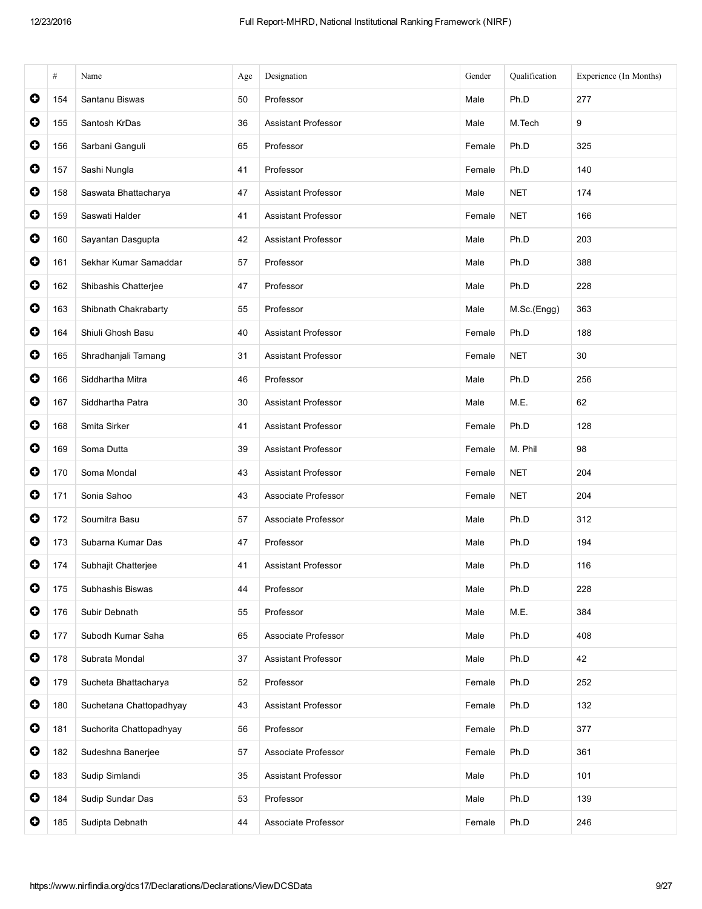| | # | Name | Age | Designation | Gender | Qualification | Experience (In Months) |
|---|---|---|---|---|---|---|---|
| | 154 | Santanu Biswas | 50 | Professor | Male | Ph.D | 277 |
| | 155 | Santosh KrDas | 36 | Assistant Professor | Male | M.Tech | 9 |
| | 156 | Sarbani Ganguli | 65 | Professor | Female | Ph.D | 325 |
| | 157 | Sashi Nungla | 41 | Professor | Female | Ph.D | 140 |
| | 158 | Saswata Bhattacharya | 47 | Assistant Professor | Male | NET | 174 |
| | 159 | Saswati Halder | 41 | Assistant Professor | Female | NET | 166 |
| | 160 | Sayantan Dasgupta | 42 | Assistant Professor | Male | Ph.D | 203 |
| | 161 | Sekhar Kumar Samaddar | 57 | Professor | Male | Ph.D | 388 |
| | 162 | Shibashis Chatterjee | 47 | Professor | Male | Ph.D | 228 |
| | 163 | Shibnath Chakrabarty | 55 | Professor | Male | M.Sc.(Engg) | 363 |
| | 164 | Shiuli Ghosh Basu | 40 | Assistant Professor | Female | Ph.D | 188 |
| | 165 | Shradhanjali Tamang | 31 | Assistant Professor | Female | NET | 30 |
| | 166 | Siddhartha Mitra | 46 | Professor | Male | Ph.D | 256 |
| | 167 | Siddhartha Patra | 30 | Assistant Professor | Male | M.E. | 62 |
| | 168 | Smita Sirker | 41 | Assistant Professor | Female | Ph.D | 128 |
| | 169 | Soma Dutta | 39 | Assistant Professor | Female | M. Phil | 98 |
| | 170 | Soma Mondal | 43 | Assistant Professor | Female | NET | 204 |
| | 171 | Sonia Sahoo | 43 | Associate Professor | Female | NET | 204 |
| | 172 | Soumitra Basu | 57 | Associate Professor | Male | Ph.D | 312 |
| | 173 | Subarna Kumar Das | 47 | Professor | Male | Ph.D | 194 |
| | 174 | Subhajit Chatterjee | 41 | Assistant Professor | Male | Ph.D | 116 |
| | 175 | Subhashis Biswas | 44 | Professor | Male | Ph.D | 228 |
| | 176 | Subir Debnath | 55 | Professor | Male | M.E. | 384 |
| | 177 | Subodh Kumar Saha | 65 | Associate Professor | Male | Ph.D | 408 |
| | 178 | Subrata Mondal | 37 | Assistant Professor | Male | Ph.D | 42 |
| | 179 | Sucheta Bhattacharya | 52 | Professor | Female | Ph.D | 252 |
| | 180 | Suchetana Chattopadhyay | 43 | Assistant Professor | Female | Ph.D | 132 |
| | 181 | Suchorita Chattopadhyay | 56 | Professor | Female | Ph.D | 377 |
| | 182 | Sudeshna Banerjee | 57 | Associate Professor | Female | Ph.D | 361 |
| | 183 | Sudip Simlandi | 35 | Assistant Professor | Male | Ph.D | 101 |
| | 184 | Sudip Sundar Das | 53 | Professor | Male | Ph.D | 139 |
| | 185 | Sudipta Debnath | 44 | Associate Professor | Female | Ph.D | 246 |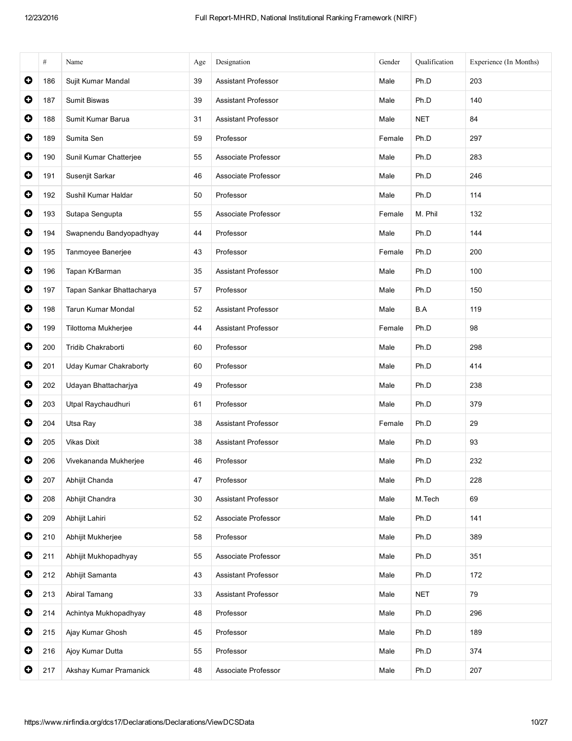|  | # | Name | Age | Designation | Gender | Qualification | Experience (In Months) |
|---|---|---|---|---|---|---|---|
| ➕ | 186 | Sujit Kumar Mandal | 39 | Assistant Professor | Male | Ph.D | 203 |
| ➕ | 187 | Sumit Biswas | 39 | Assistant Professor | Male | Ph.D | 140 |
| ➕ | 188 | Sumit Kumar Barua | 31 | Assistant Professor | Male | NET | 84 |
| ➕ | 189 | Sumita Sen | 59 | Professor | Female | Ph.D | 297 |
| ➕ | 190 | Sunil Kumar Chatterjee | 55 | Associate Professor | Male | Ph.D | 283 |
| ➕ | 191 | Susenjit Sarkar | 46 | Associate Professor | Male | Ph.D | 246 |
| ➕ | 192 | Sushil Kumar Haldar | 50 | Professor | Male | Ph.D | 114 |
| ➕ | 193 | Sutapa Sengupta | 55 | Associate Professor | Female | M. Phil | 132 |
| ➕ | 194 | Swapnendu Bandyopadhyay | 44 | Professor | Male | Ph.D | 144 |
| ➕ | 195 | Tanmoyee Banerjee | 43 | Professor | Female | Ph.D | 200 |
| ➕ | 196 | Tapan KrBarman | 35 | Assistant Professor | Male | Ph.D | 100 |
| ➕ | 197 | Tapan Sankar Bhattacharya | 57 | Professor | Male | Ph.D | 150 |
| ➕ | 198 | Tarun Kumar Mondal | 52 | Assistant Professor | Male | B.A | 119 |
| ➕ | 199 | Tilottoma Mukherjee | 44 | Assistant Professor | Female | Ph.D | 98 |
| ➕ | 200 | Tridib Chakraborti | 60 | Professor | Male | Ph.D | 298 |
| ➕ | 201 | Uday Kumar Chakraborty | 60 | Professor | Male | Ph.D | 414 |
| ➕ | 202 | Udayan Bhattacharjya | 49 | Professor | Male | Ph.D | 238 |
| ➕ | 203 | Utpal Raychaudhuri | 61 | Professor | Male | Ph.D | 379 |
| ➕ | 204 | Utsa Ray | 38 | Assistant Professor | Female | Ph.D | 29 |
| ➕ | 205 | Vikas Dixit | 38 | Assistant Professor | Male | Ph.D | 93 |
| ➕ | 206 | Vivekananda Mukherjee | 46 | Professor | Male | Ph.D | 232 |
| ➕ | 207 | Abhijit Chanda | 47 | Professor | Male | Ph.D | 228 |
| ➕ | 208 | Abhijit Chandra | 30 | Assistant Professor | Male | M.Tech | 69 |
| ➕ | 209 | Abhijit Lahiri | 52 | Associate Professor | Male | Ph.D | 141 |
| ➕ | 210 | Abhijit Mukherjee | 58 | Professor | Male | Ph.D | 389 |
| ➕ | 211 | Abhijit Mukhopadhyay | 55 | Associate Professor | Male | Ph.D | 351 |
| ➕ | 212 | Abhijit Samanta | 43 | Assistant Professor | Male | Ph.D | 172 |
| ➕ | 213 | Abiral Tamang | 33 | Assistant Professor | Male | NET | 79 |
| ➕ | 214 | Achintya Mukhopadhyay | 48 | Professor | Male | Ph.D | 296 |
| ➕ | 215 | Ajay Kumar Ghosh | 45 | Professor | Male | Ph.D | 189 |
| ➕ | 216 | Ajoy Kumar Dutta | 55 | Professor | Male | Ph.D | 374 |
| ➕ | 217 | Akshay Kumar Pramanick | 48 | Associate Professor | Male | Ph.D | 207 |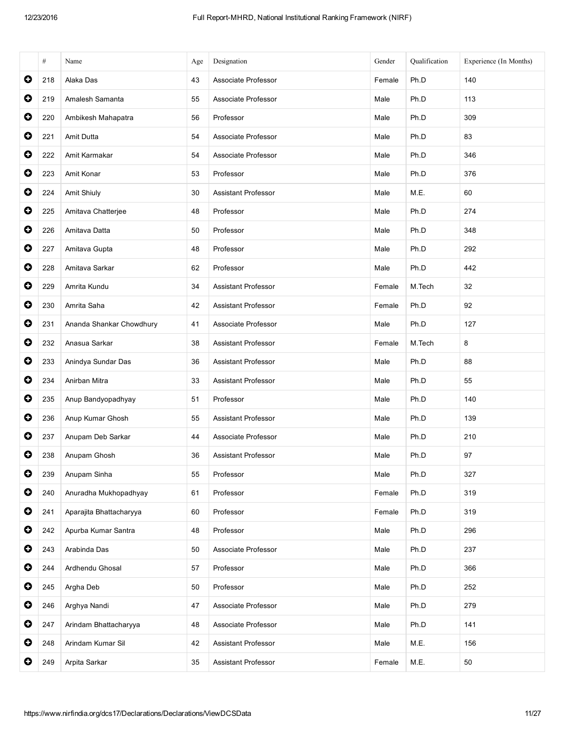| | # | Name | Age | Designation | Gender | Qualification | Experience (In Months) |
|---|---|---|---|---|---|---|---|
| ⊕ | 218 | Alaka Das | 43 | Associate Professor | Female | Ph.D | 140 |
| ⊕ | 219 | Amalesh Samanta | 55 | Associate Professor | Male | Ph.D | 113 |
| ⊕ | 220 | Ambikesh Mahapatra | 56 | Professor | Male | Ph.D | 309 |
| ⊕ | 221 | Amit Dutta | 54 | Associate Professor | Male | Ph.D | 83 |
| ⊕ | 222 | Amit Karmakar | 54 | Associate Professor | Male | Ph.D | 346 |
| ⊕ | 223 | Amit Konar | 53 | Professor | Male | Ph.D | 376 |
| ⊕ | 224 | Amit Shiuly | 30 | Assistant Professor | Male | M.E. | 60 |
| ⊕ | 225 | Amitava Chatterjee | 48 | Professor | Male | Ph.D | 274 |
| ⊕ | 226 | Amitava Datta | 50 | Professor | Male | Ph.D | 348 |
| ⊕ | 227 | Amitava Gupta | 48 | Professor | Male | Ph.D | 292 |
| ⊕ | 228 | Amitava Sarkar | 62 | Professor | Male | Ph.D | 442 |
| ⊕ | 229 | Amrita Kundu | 34 | Assistant Professor | Female | M.Tech | 32 |
| ⊕ | 230 | Amrita Saha | 42 | Assistant Professor | Female | Ph.D | 92 |
| ⊕ | 231 | Ananda Shankar Chowdhury | 41 | Associate Professor | Male | Ph.D | 127 |
| ⊕ | 232 | Anasua Sarkar | 38 | Assistant Professor | Female | M.Tech | 8 |
| ⊕ | 233 | Anindya Sundar Das | 36 | Assistant Professor | Male | Ph.D | 88 |
| ⊕ | 234 | Anirban Mitra | 33 | Assistant Professor | Male | Ph.D | 55 |
| ⊕ | 235 | Anup Bandyopadhyay | 51 | Professor | Male | Ph.D | 140 |
| ⊕ | 236 | Anup Kumar Ghosh | 55 | Assistant Professor | Male | Ph.D | 139 |
| ⊕ | 237 | Anupam Deb Sarkar | 44 | Associate Professor | Male | Ph.D | 210 |
| ⊕ | 238 | Anupam Ghosh | 36 | Assistant Professor | Male | Ph.D | 97 |
| ⊕ | 239 | Anupam Sinha | 55 | Professor | Male | Ph.D | 327 |
| ⊕ | 240 | Anuradha Mukhopadhyay | 61 | Professor | Female | Ph.D | 319 |
| ⊕ | 241 | Aparajita Bhattacharyya | 60 | Professor | Female | Ph.D | 319 |
| ⊕ | 242 | Apurba Kumar Santra | 48 | Professor | Male | Ph.D | 296 |
| ⊕ | 243 | Arabinda Das | 50 | Associate Professor | Male | Ph.D | 237 |
| ⊕ | 244 | Ardhendu Ghosal | 57 | Professor | Male | Ph.D | 366 |
| ⊕ | 245 | Argha Deb | 50 | Professor | Male | Ph.D | 252 |
| ⊕ | 246 | Arghya Nandi | 47 | Associate Professor | Male | Ph.D | 279 |
| ⊕ | 247 | Arindam Bhattacharyya | 48 | Associate Professor | Male | Ph.D | 141 |
| ⊕ | 248 | Arindam Kumar Sil | 42 | Assistant Professor | Male | M.E. | 156 |
| ⊕ | 249 | Arpita Sarkar | 35 | Assistant Professor | Female | M.E. | 50 |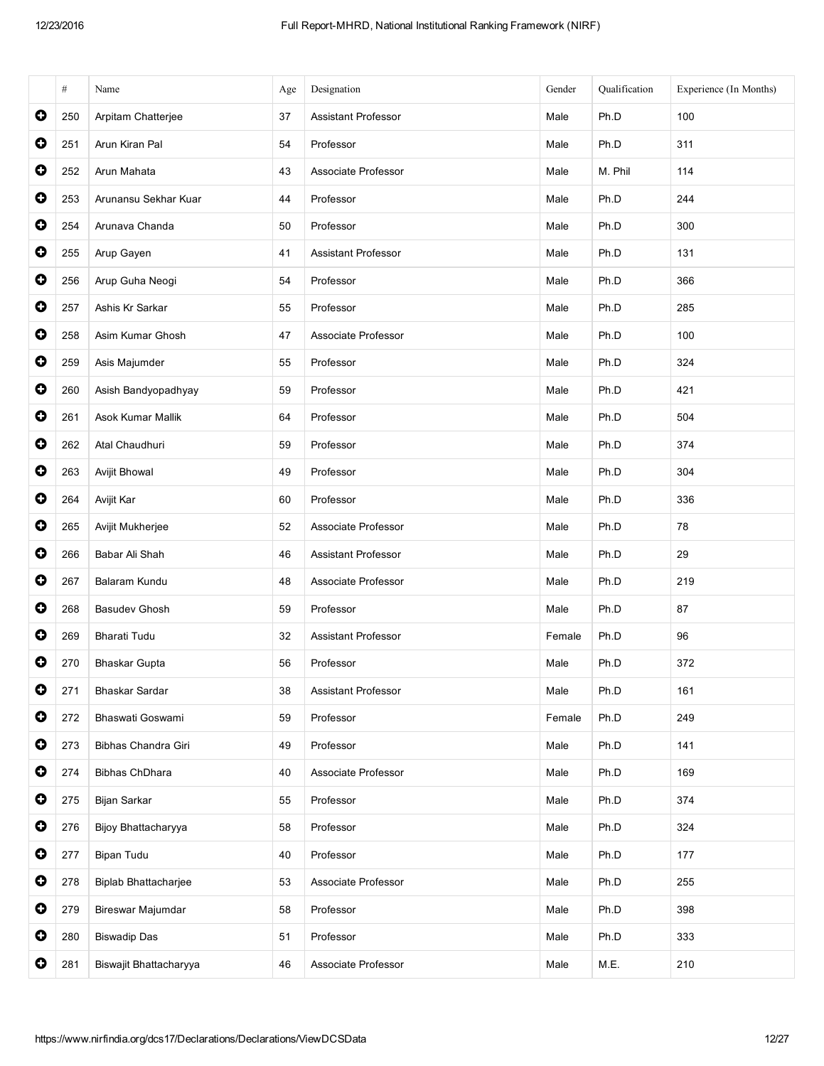| | # | Name | Age | Designation | Gender | Qualification | Experience (In Months) |
|---|---|---|---|---|---|---|---|
| ⊕ | 250 | Arpitam Chatterjee | 37 | Assistant Professor | Male | Ph.D | 100 |
| ⊕ | 251 | Arun Kiran Pal | 54 | Professor | Male | Ph.D | 311 |
| ⊕ | 252 | Arun Mahata | 43 | Associate Professor | Male | M. Phil | 114 |
| ⊕ | 253 | Arunansu Sekhar Kuar | 44 | Professor | Male | Ph.D | 244 |
| ⊕ | 254 | Arunava Chanda | 50 | Professor | Male | Ph.D | 300 |
| ⊕ | 255 | Arup Gayen | 41 | Assistant Professor | Male | Ph.D | 131 |
| ⊕ | 256 | Arup Guha Neogi | 54 | Professor | Male | Ph.D | 366 |
| ⊕ | 257 | Ashis Kr Sarkar | 55 | Professor | Male | Ph.D | 285 |
| ⊕ | 258 | Asim Kumar Ghosh | 47 | Associate Professor | Male | Ph.D | 100 |
| ⊕ | 259 | Asis Majumder | 55 | Professor | Male | Ph.D | 324 |
| ⊕ | 260 | Asish Bandyopadhyay | 59 | Professor | Male | Ph.D | 421 |
| ⊕ | 261 | Asok Kumar Mallik | 64 | Professor | Male | Ph.D | 504 |
| ⊕ | 262 | Atal Chaudhuri | 59 | Professor | Male | Ph.D | 374 |
| ⊕ | 263 | Avijit Bhowal | 49 | Professor | Male | Ph.D | 304 |
| ⊕ | 264 | Avijit Kar | 60 | Professor | Male | Ph.D | 336 |
| ⊕ | 265 | Avijit Mukherjee | 52 | Associate Professor | Male | Ph.D | 78 |
| ⊕ | 266 | Babar Ali Shah | 46 | Assistant Professor | Male | Ph.D | 29 |
| ⊕ | 267 | Balaram Kundu | 48 | Associate Professor | Male | Ph.D | 219 |
| ⊕ | 268 | Basudev Ghosh | 59 | Professor | Male | Ph.D | 87 |
| ⊕ | 269 | Bharati Tudu | 32 | Assistant Professor | Female | Ph.D | 96 |
| ⊕ | 270 | Bhaskar Gupta | 56 | Professor | Male | Ph.D | 372 |
| ⊕ | 271 | Bhaskar Sardar | 38 | Assistant Professor | Male | Ph.D | 161 |
| ⊕ | 272 | Bhaswati Goswami | 59 | Professor | Female | Ph.D | 249 |
| ⊕ | 273 | Bibhas Chandra Giri | 49 | Professor | Male | Ph.D | 141 |
| ⊕ | 274 | Bibhas ChDhara | 40 | Associate Professor | Male | Ph.D | 169 |
| ⊕ | 275 | Bijan Sarkar | 55 | Professor | Male | Ph.D | 374 |
| ⊕ | 276 | Bijoy Bhattacharyya | 58 | Professor | Male | Ph.D | 324 |
| ⊕ | 277 | Bipan Tudu | 40 | Professor | Male | Ph.D | 177 |
| ⊕ | 278 | Biplab Bhattacharjee | 53 | Associate Professor | Male | Ph.D | 255 |
| ⊕ | 279 | Bireswar Majumdar | 58 | Professor | Male | Ph.D | 398 |
| ⊕ | 280 | Biswadip Das | 51 | Professor | Male | Ph.D | 333 |
| ⊕ | 281 | Biswajit Bhattacharyya | 46 | Associate Professor | Male | M.E. | 210 |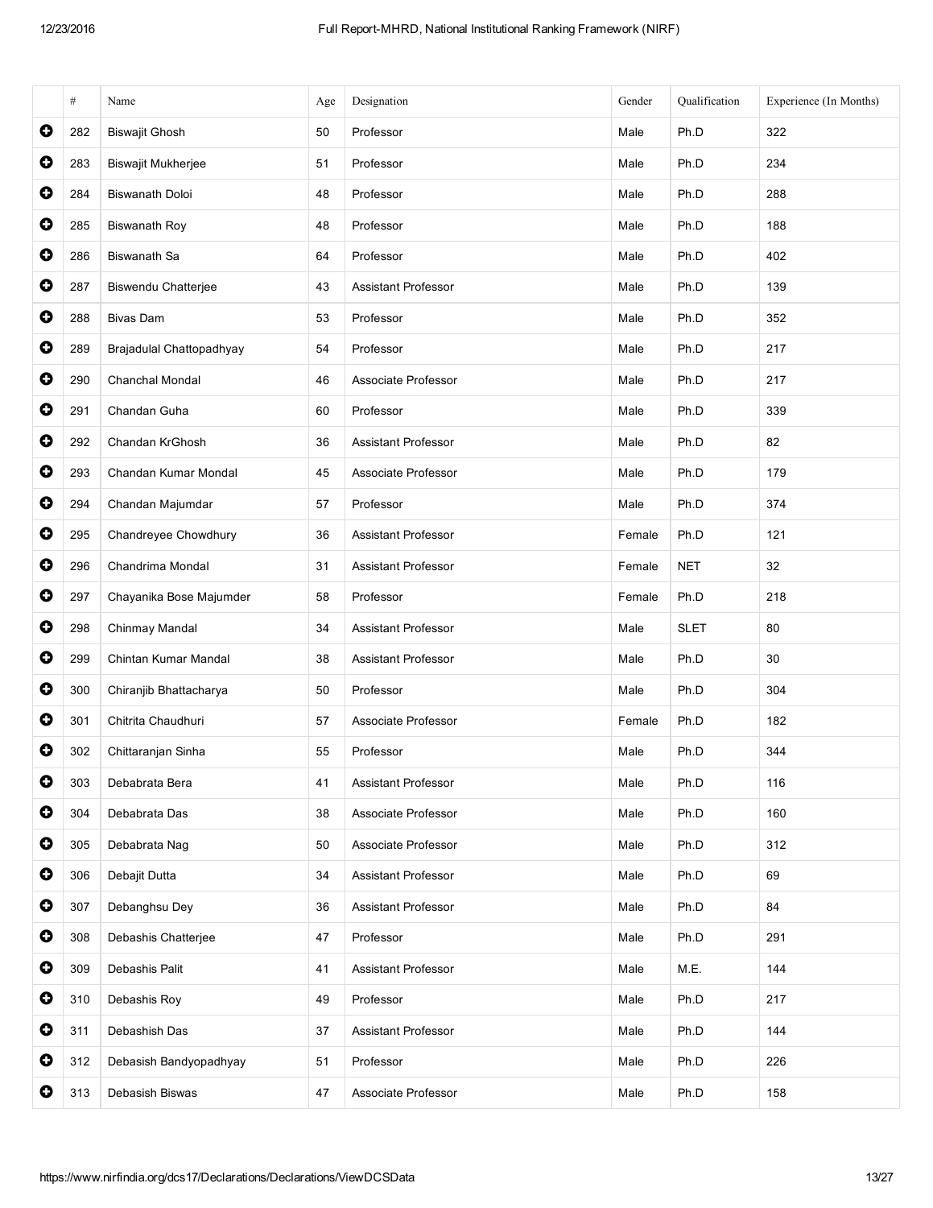| | # | Name | Age | Designation | Gender | Qualification | Experience (In Months) |
|---|---|---|---|---|---|---|---|
| ⊕ | 282 | Biswajit Ghosh | 50 | Professor | Male | Ph.D | 322 |
| ⊕ | 283 | Biswajit Mukherjee | 51 | Professor | Male | Ph.D | 234 |
| ⊕ | 284 | Biswanath Doloi | 48 | Professor | Male | Ph.D | 288 |
| ⊕ | 285 | Biswanath Roy | 48 | Professor | Male | Ph.D | 188 |
| ⊕ | 286 | Biswanath Sa | 64 | Professor | Male | Ph.D | 402 |
| ⊕ | 287 | Biswendu Chatterjee | 43 | Assistant Professor | Male | Ph.D | 139 |
| ⊕ | 288 | Bivas Dam | 53 | Professor | Male | Ph.D | 352 |
| ⊕ | 289 | Brajadulal Chattopadhyay | 54 | Professor | Male | Ph.D | 217 |
| ⊕ | 290 | Chanchal Mondal | 46 | Associate Professor | Male | Ph.D | 217 |
| ⊕ | 291 | Chandan Guha | 60 | Professor | Male | Ph.D | 339 |
| ⊕ | 292 | Chandan KrGhosh | 36 | Assistant Professor | Male | Ph.D | 82 |
| ⊕ | 293 | Chandan Kumar Mondal | 45 | Associate Professor | Male | Ph.D | 179 |
| ⊕ | 294 | Chandan Majumdar | 57 | Professor | Male | Ph.D | 374 |
| ⊕ | 295 | Chandreyee Chowdhury | 36 | Assistant Professor | Female | Ph.D | 121 |
| ⊕ | 296 | Chandrima Mondal | 31 | Assistant Professor | Female | NET | 32 |
| ⊕ | 297 | Chayanika Bose Majumder | 58 | Professor | Female | Ph.D | 218 |
| ⊕ | 298 | Chinmay Mandal | 34 | Assistant Professor | Male | SLET | 80 |
| ⊕ | 299 | Chintan Kumar Mandal | 38 | Assistant Professor | Male | Ph.D | 30 |
| ⊕ | 300 | Chiranjib Bhattacharya | 50 | Professor | Male | Ph.D | 304 |
| ⊕ | 301 | Chitrita Chaudhuri | 57 | Associate Professor | Female | Ph.D | 182 |
| ⊕ | 302 | Chittaranjan Sinha | 55 | Professor | Male | Ph.D | 344 |
| ⊕ | 303 | Debabrata Bera | 41 | Assistant Professor | Male | Ph.D | 116 |
| ⊕ | 304 | Debabrata Das | 38 | Associate Professor | Male | Ph.D | 160 |
| ⊕ | 305 | Debabrata Nag | 50 | Associate Professor | Male | Ph.D | 312 |
| ⊕ | 306 | Debajit Dutta | 34 | Assistant Professor | Male | Ph.D | 69 |
| ⊕ | 307 | Debanghsu Dey | 36 | Assistant Professor | Male | Ph.D | 84 |
| ⊕ | 308 | Debashis Chatterjee | 47 | Professor | Male | Ph.D | 291 |
| ⊕ | 309 | Debashis Palit | 41 | Assistant Professor | Male | M.E. | 144 |
| ⊕ | 310 | Debashis Roy | 49 | Professor | Male | Ph.D | 217 |
| ⊕ | 311 | Debashish Das | 37 | Assistant Professor | Male | Ph.D | 144 |
| ⊕ | 312 | Debasish Bandyopadhyay | 51 | Professor | Male | Ph.D | 226 |
| ⊕ | 313 | Debasish Biswas | 47 | Associate Professor | Male | Ph.D | 158 |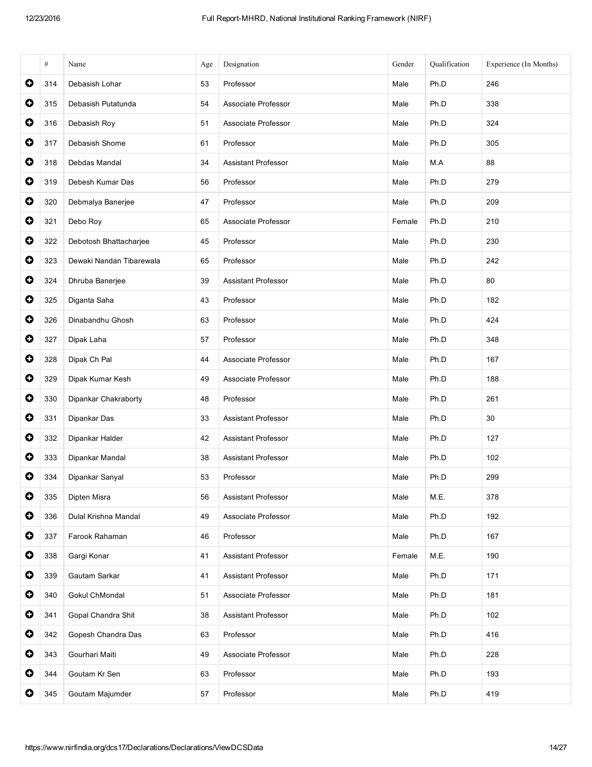| | # | Name | Age | Designation | Gender | Qualification | Experience (In Months) |
|---|---|---|---|---|---|---|---|
| | 314 | Debasish Lohar | 53 | Professor | Male | Ph.D | 246 |
| | 315 | Debasish Putatunda | 54 | Associate Professor | Male | Ph.D | 338 |
| | 316 | Debasish Roy | 51 | Associate Professor | Male | Ph.D | 324 |
| | 317 | Debasish Shome | 61 | Professor | Male | Ph.D | 305 |
| | 318 | Debdas Mandal | 34 | Assistant Professor | Male | M.A | 88 |
| | 319 | Debesh Kumar Das | 56 | Professor | Male | Ph.D | 279 |
| | 320 | Debmalya Banerjee | 47 | Professor | Male | Ph.D | 209 |
| | 321 | Debo Roy | 65 | Associate Professor | Female | Ph.D | 210 |
| | 322 | Debotosh Bhattacharjee | 45 | Professor | Male | Ph.D | 230 |
| | 323 | Dewaki Nandan Tibarewala | 65 | Professor | Male | Ph.D | 242 |
| | 324 | Dhruba Banerjee | 39 | Assistant Professor | Male | Ph.D | 80 |
| | 325 | Diganta Saha | 43 | Professor | Male | Ph.D | 182 |
| | 326 | Dinabandhu Ghosh | 63 | Professor | Male | Ph.D | 424 |
| | 327 | Dipak Laha | 57 | Professor | Male | Ph.D | 348 |
| | 328 | Dipak Ch Pal | 44 | Associate Professor | Male | Ph.D | 167 |
| | 329 | Dipak Kumar Kesh | 49 | Associate Professor | Male | Ph.D | 188 |
| | 330 | Dipankar Chakraborty | 48 | Professor | Male | Ph.D | 261 |
| | 331 | Dipankar Das | 33 | Assistant Professor | Male | Ph.D | 30 |
| | 332 | Dipankar Halder | 42 | Assistant Professor | Male | Ph.D | 127 |
| | 333 | Dipankar Mandal | 38 | Assistant Professor | Male | Ph.D | 102 |
| | 334 | Dipankar Sanyal | 53 | Professor | Male | Ph.D | 299 |
| | 335 | Dipten Misra | 56 | Assistant Professor | Male | M.E. | 378 |
| | 336 | Dulal Krishna Mandal | 49 | Associate Professor | Male | Ph.D | 192 |
| | 337 | Farook Rahaman | 46 | Professor | Male | Ph.D | 167 |
| | 338 | Gargi Konar | 41 | Assistant Professor | Female | M.E. | 190 |
| | 339 | Gautam Sarkar | 41 | Assistant Professor | Male | Ph.D | 171 |
| | 340 | Gokul ChMondal | 51 | Associate Professor | Male | Ph.D | 181 |
| | 341 | Gopal Chandra Shit | 38 | Assistant Professor | Male | Ph.D | 102 |
| | 342 | Gopesh Chandra Das | 63 | Professor | Male | Ph.D | 416 |
| | 343 | Gourhari Maiti | 49 | Associate Professor | Male | Ph.D | 228 |
| | 344 | Goutam Kr Sen | 63 | Professor | Male | Ph.D | 193 |
| | 345 | Goutam Majumder | 57 | Professor | Male | Ph.D | 419 |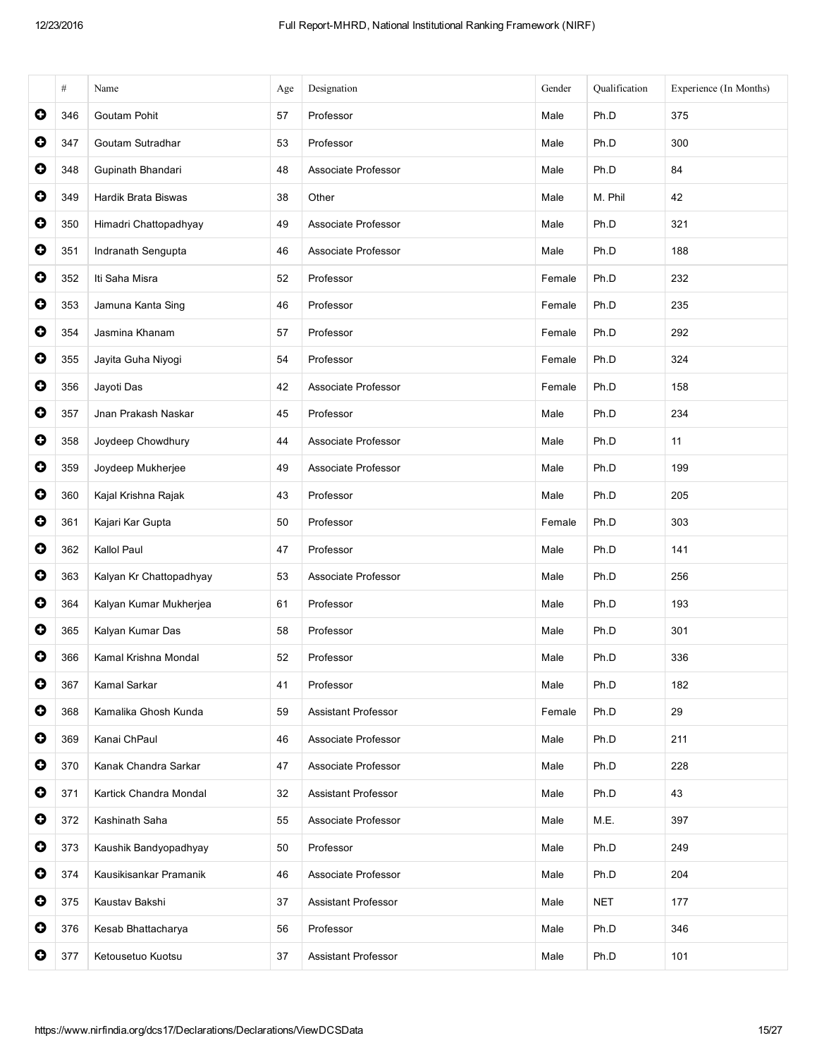| | # | Name | Age | Designation | Gender | Qualification | Experience (In Months) |
|---|---|---|---|---|---|---|---|
| ⊕ | 346 | Goutam Pohit | 57 | Professor | Male | Ph.D | 375 |
| ⊕ | 347 | Goutam Sutradhar | 53 | Professor | Male | Ph.D | 300 |
| ⊕ | 348 | Gupinath Bhandari | 48 | Associate Professor | Male | Ph.D | 84 |
| ⊕ | 349 | Hardik Brata Biswas | 38 | Other | Male | M. Phil | 42 |
| ⊕ | 350 | Himadri Chattopadhyay | 49 | Associate Professor | Male | Ph.D | 321 |
| ⊕ | 351 | Indranath Sengupta | 46 | Associate Professor | Male | Ph.D | 188 |
| ⊕ | 352 | Iti Saha Misra | 52 | Professor | Female | Ph.D | 232 |
| ⊕ | 353 | Jamuna Kanta Sing | 46 | Professor | Female | Ph.D | 235 |
| ⊕ | 354 | Jasmina Khanam | 57 | Professor | Female | Ph.D | 292 |
| ⊕ | 355 | Jayita Guha Niyogi | 54 | Professor | Female | Ph.D | 324 |
| ⊕ | 356 | Jayoti Das | 42 | Associate Professor | Female | Ph.D | 158 |
| ⊕ | 357 | Jnan Prakash Naskar | 45 | Professor | Male | Ph.D | 234 |
| ⊕ | 358 | Joydeep Chowdhury | 44 | Associate Professor | Male | Ph.D | 11 |
| ⊕ | 359 | Joydeep Mukherjee | 49 | Associate Professor | Male | Ph.D | 199 |
| ⊕ | 360 | Kajal Krishna Rajak | 43 | Professor | Male | Ph.D | 205 |
| ⊕ | 361 | Kajari Kar Gupta | 50 | Professor | Female | Ph.D | 303 |
| ⊕ | 362 | Kallol Paul | 47 | Professor | Male | Ph.D | 141 |
| ⊕ | 363 | Kalyan Kr Chattopadhyay | 53 | Associate Professor | Male | Ph.D | 256 |
| ⊕ | 364 | Kalyan Kumar Mukherjea | 61 | Professor | Male | Ph.D | 193 |
| ⊕ | 365 | Kalyan Kumar Das | 58 | Professor | Male | Ph.D | 301 |
| ⊕ | 366 | Kamal Krishna Mondal | 52 | Professor | Male | Ph.D | 336 |
| ⊕ | 367 | Kamal Sarkar | 41 | Professor | Male | Ph.D | 182 |
| ⊕ | 368 | Kamalika Ghosh Kunda | 59 | Assistant Professor | Female | Ph.D | 29 |
| ⊕ | 369 | Kanai ChPaul | 46 | Associate Professor | Male | Ph.D | 211 |
| ⊕ | 370 | Kanak Chandra Sarkar | 47 | Associate Professor | Male | Ph.D | 228 |
| ⊕ | 371 | Kartick Chandra Mondal | 32 | Assistant Professor | Male | Ph.D | 43 |
| ⊕ | 372 | Kashinath Saha | 55 | Associate Professor | Male | M.E. | 397 |
| ⊕ | 373 | Kaushik Bandyopadhyay | 50 | Professor | Male | Ph.D | 249 |
| ⊕ | 374 | Kausikisankar Pramanik | 46 | Associate Professor | Male | Ph.D | 204 |
| ⊕ | 375 | Kaustav Bakshi | 37 | Assistant Professor | Male | NET | 177 |
| ⊕ | 376 | Kesab Bhattacharya | 56 | Professor | Male | Ph.D | 346 |
| ⊕ | 377 | Ketousetuo Kuotsu | 37 | Assistant Professor | Male | Ph.D | 101 |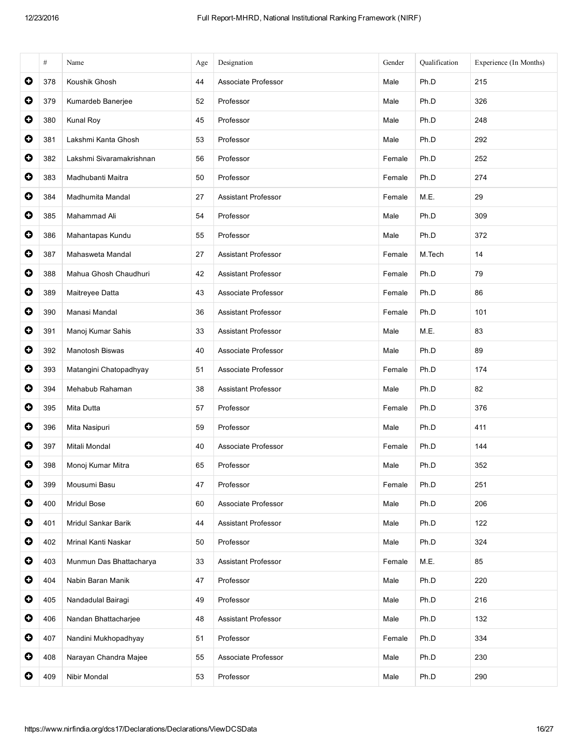| | # | Name | Age | Designation | Gender | Qualification | Experience (In Months) |
|---|---|---|---|---|---|---|---|
| ➕ | 378 | Koushik Ghosh | 44 | Associate Professor | Male | Ph.D | 215 |
| ➕ | 379 | Kumardeb Banerjee | 52 | Professor | Male | Ph.D | 326 |
| ➕ | 380 | Kunal Roy | 45 | Professor | Male | Ph.D | 248 |
| ➕ | 381 | Lakshmi Kanta Ghosh | 53 | Professor | Male | Ph.D | 292 |
| ➕ | 382 | Lakshmi Sivaramakrishnan | 56 | Professor | Female | Ph.D | 252 |
| ➕ | 383 | Madhubanti Maitra | 50 | Professor | Female | Ph.D | 274 |
| ➕ | 384 | Madhumita Mandal | 27 | Assistant Professor | Female | M.E. | 29 |
| ➕ | 385 | Mahammad Ali | 54 | Professor | Male | Ph.D | 309 |
| ➕ | 386 | Mahantapas Kundu | 55 | Professor | Male | Ph.D | 372 |
| ➕ | 387 | Mahasweta Mandal | 27 | Assistant Professor | Female | M.Tech | 14 |
| ➕ | 388 | Mahua Ghosh Chaudhuri | 42 | Assistant Professor | Female | Ph.D | 79 |
| ➕ | 389 | Maitreyee Datta | 43 | Associate Professor | Female | Ph.D | 86 |
| ➕ | 390 | Manasi Mandal | 36 | Assistant Professor | Female | Ph.D | 101 |
| ➕ | 391 | Manoj Kumar Sahis | 33 | Assistant Professor | Male | M.E. | 83 |
| ➕ | 392 | Manotosh Biswas | 40 | Associate Professor | Male | Ph.D | 89 |
| ➕ | 393 | Matangini Chatopadhyay | 51 | Associate Professor | Female | Ph.D | 174 |
| ➕ | 394 | Mehabub Rahaman | 38 | Assistant Professor | Male | Ph.D | 82 |
| ➕ | 395 | Mita Dutta | 57 | Professor | Female | Ph.D | 376 |
| ➕ | 396 | Mita Nasipuri | 59 | Professor | Male | Ph.D | 411 |
| ➕ | 397 | Mitali Mondal | 40 | Associate Professor | Female | Ph.D | 144 |
| ➕ | 398 | Monoj Kumar Mitra | 65 | Professor | Male | Ph.D | 352 |
| ➕ | 399 | Mousumi Basu | 47 | Professor | Female | Ph.D | 251 |
| ➕ | 400 | Mridul Bose | 60 | Associate Professor | Male | Ph.D | 206 |
| ➕ | 401 | Mridul Sankar Barik | 44 | Assistant Professor | Male | Ph.D | 122 |
| ➕ | 402 | Mrinal Kanti Naskar | 50 | Professor | Male | Ph.D | 324 |
| ➕ | 403 | Munmun Das Bhattacharya | 33 | Assistant Professor | Female | M.E. | 85 |
| ➕ | 404 | Nabin Baran Manik | 47 | Professor | Male | Ph.D | 220 |
| ➕ | 405 | Nandadulal Bairagi | 49 | Professor | Male | Ph.D | 216 |
| ➕ | 406 | Nandan Bhattacharjee | 48 | Assistant Professor | Male | Ph.D | 132 |
| ➕ | 407 | Nandini Mukhopadhyay | 51 | Professor | Female | Ph.D | 334 |
| ➕ | 408 | Narayan Chandra Majee | 55 | Associate Professor | Male | Ph.D | 230 |
| ➕ | 409 | Nibir Mondal | 53 | Professor | Male | Ph.D | 290 |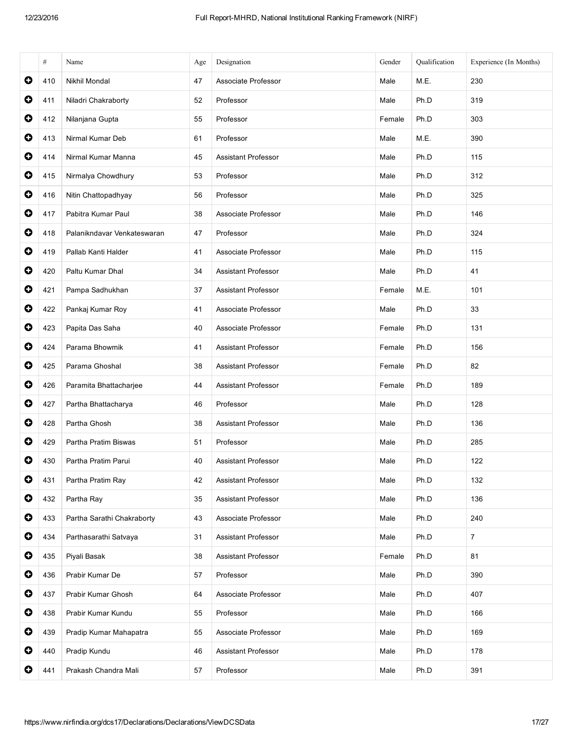| | # | Name | Age | Designation | Gender | Qualification | Experience (In Months) |
|---|---|---|---|---|---|---|---|
| ➕ | 410 | Nikhil Mondal | 47 | Associate Professor | Male | M.E. | 230 |
| ➕ | 411 | Niladri Chakraborty | 52 | Professor | Male | Ph.D | 319 |
| ➕ | 412 | Nilanjana Gupta | 55 | Professor | Female | Ph.D | 303 |
| ➕ | 413 | Nirmal Kumar Deb | 61 | Professor | Male | M.E. | 390 |
| ➕ | 414 | Nirmal Kumar Manna | 45 | Assistant Professor | Male | Ph.D | 115 |
| ➕ | 415 | Nirmalya Chowdhury | 53 | Professor | Male | Ph.D | 312 |
| ➕ | 416 | Nitin Chattopadhyay | 56 | Professor | Male | Ph.D | 325 |
| ➕ | 417 | Pabitra Kumar Paul | 38 | Associate Professor | Male | Ph.D | 146 |
| ➕ | 418 | Palanikndavar Venkateswaran | 47 | Professor | Male | Ph.D | 324 |
| ➕ | 419 | Pallab Kanti Halder | 41 | Associate Professor | Male | Ph.D | 115 |
| ➕ | 420 | Paltu Kumar Dhal | 34 | Assistant Professor | Male | Ph.D | 41 |
| ➕ | 421 | Pampa Sadhukhan | 37 | Assistant Professor | Female | M.E. | 101 |
| ➕ | 422 | Pankaj Kumar Roy | 41 | Associate Professor | Male | Ph.D | 33 |
| ➕ | 423 | Papita Das Saha | 40 | Associate Professor | Female | Ph.D | 131 |
| ➕ | 424 | Parama Bhowmik | 41 | Assistant Professor | Female | Ph.D | 156 |
| ➕ | 425 | Parama Ghoshal | 38 | Assistant Professor | Female | Ph.D | 82 |
| ➕ | 426 | Paramita Bhattacharjee | 44 | Assistant Professor | Female | Ph.D | 189 |
| ➕ | 427 | Partha Bhattacharya | 46 | Professor | Male | Ph.D | 128 |
| ➕ | 428 | Partha Ghosh | 38 | Assistant Professor | Male | Ph.D | 136 |
| ➕ | 429 | Partha Pratim Biswas | 51 | Professor | Male | Ph.D | 285 |
| ➕ | 430 | Partha Pratim Parui | 40 | Assistant Professor | Male | Ph.D | 122 |
| ➕ | 431 | Partha Pratim Ray | 42 | Assistant Professor | Male | Ph.D | 132 |
| ➕ | 432 | Partha Ray | 35 | Assistant Professor | Male | Ph.D | 136 |
| ➕ | 433 | Partha Sarathi Chakraborty | 43 | Associate Professor | Male | Ph.D | 240 |
| ➕ | 434 | Parthasarathi Satvaya | 31 | Assistant Professor | Male | Ph.D | 7 |
| ➕ | 435 | Piyali Basak | 38 | Assistant Professor | Female | Ph.D | 81 |
| ➕ | 436 | Prabir Kumar De | 57 | Professor | Male | Ph.D | 390 |
| ➕ | 437 | Prabir Kumar Ghosh | 64 | Associate Professor | Male | Ph.D | 407 |
| ➕ | 438 | Prabir Kumar Kundu | 55 | Professor | Male | Ph.D | 166 |
| ➕ | 439 | Pradip Kumar Mahapatra | 55 | Associate Professor | Male | Ph.D | 169 |
| ➕ | 440 | Pradip Kundu | 46 | Assistant Professor | Male | Ph.D | 178 |
| ➕ | 441 | Prakash Chandra Mali | 57 | Professor | Male | Ph.D | 391 |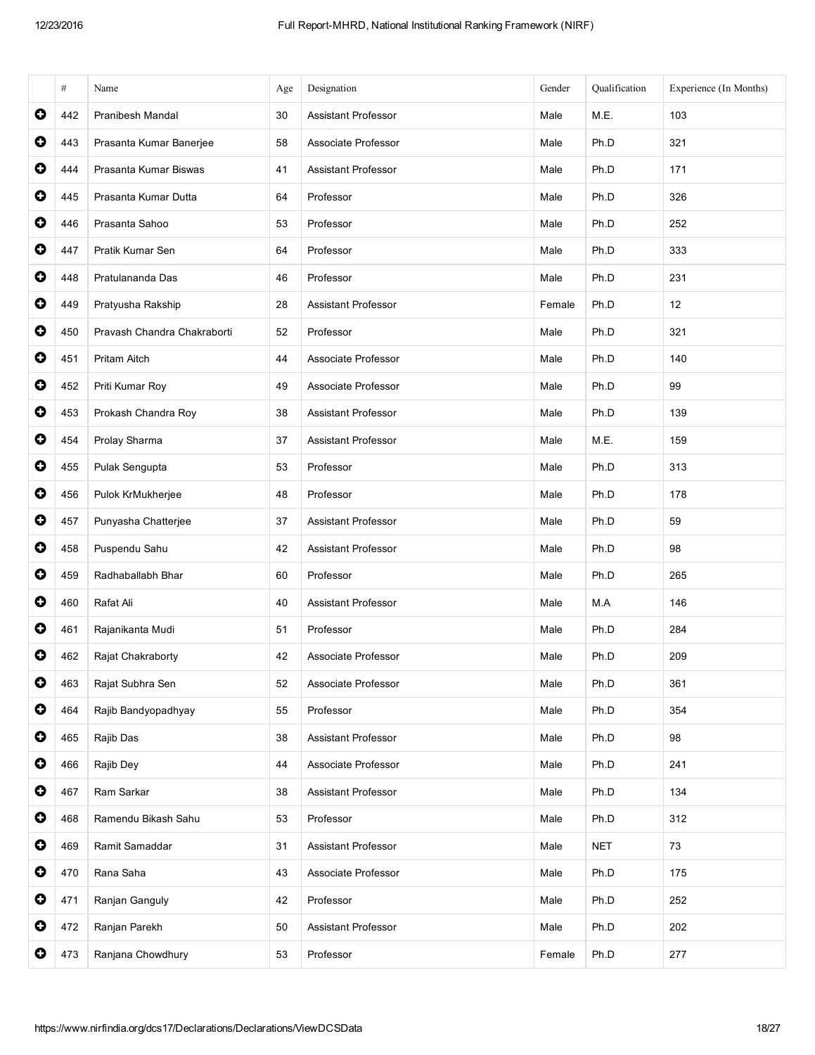| | # | Name | Age | Designation | Gender | Qualification | Experience (In Months) |
|---|---|---|---|---|---|---|---|
| ➕ | 442 | Pranibesh Mandal | 30 | Assistant Professor | Male | M.E. | 103 |
| ➕ | 443 | Prasanta Kumar Banerjee | 58 | Associate Professor | Male | Ph.D | 321 |
| ➕ | 444 | Prasanta Kumar Biswas | 41 | Assistant Professor | Male | Ph.D | 171 |
| ➕ | 445 | Prasanta Kumar Dutta | 64 | Professor | Male | Ph.D | 326 |
| ➕ | 446 | Prasanta Sahoo | 53 | Professor | Male | Ph.D | 252 |
| ➕ | 447 | Pratik Kumar Sen | 64 | Professor | Male | Ph.D | 333 |
| ➕ | 448 | Pratulananda Das | 46 | Professor | Male | Ph.D | 231 |
| ➕ | 449 | Pratyusha Rakship | 28 | Assistant Professor | Female | Ph.D | 12 |
| ➕ | 450 | Pravash Chandra Chakraborti | 52 | Professor | Male | Ph.D | 321 |
| ➕ | 451 | Pritam Aitch | 44 | Associate Professor | Male | Ph.D | 140 |
| ➕ | 452 | Priti Kumar Roy | 49 | Associate Professor | Male | Ph.D | 99 |
| ➕ | 453 | Prokash Chandra Roy | 38 | Assistant Professor | Male | Ph.D | 139 |
| ➕ | 454 | Prolay Sharma | 37 | Assistant Professor | Male | M.E. | 159 |
| ➕ | 455 | Pulak Sengupta | 53 | Professor | Male | Ph.D | 313 |
| ➕ | 456 | Pulok KrMukherjee | 48 | Professor | Male | Ph.D | 178 |
| ➕ | 457 | Punyasha Chatterjee | 37 | Assistant Professor | Male | Ph.D | 59 |
| ➕ | 458 | Puspendu Sahu | 42 | Assistant Professor | Male | Ph.D | 98 |
| ➕ | 459 | Radhaballabh Bhar | 60 | Professor | Male | Ph.D | 265 |
| ➕ | 460 | Rafat Ali | 40 | Assistant Professor | Male | M.A | 146 |
| ➕ | 461 | Rajanikanta Mudi | 51 | Professor | Male | Ph.D | 284 |
| ➕ | 462 | Rajat Chakraborty | 42 | Associate Professor | Male | Ph.D | 209 |
| ➕ | 463 | Rajat Subhra Sen | 52 | Associate Professor | Male | Ph.D | 361 |
| ➕ | 464 | Rajib Bandyopadhyay | 55 | Professor | Male | Ph.D | 354 |
| ➕ | 465 | Rajib Das | 38 | Assistant Professor | Male | Ph.D | 98 |
| ➕ | 466 | Rajib Dey | 44 | Associate Professor | Male | Ph.D | 241 |
| ➕ | 467 | Ram Sarkar | 38 | Assistant Professor | Male | Ph.D | 134 |
| ➕ | 468 | Ramendu Bikash Sahu | 53 | Professor | Male | Ph.D | 312 |
| ➕ | 469 | Ramit Samaddar | 31 | Assistant Professor | Male | NET | 73 |
| ➕ | 470 | Rana Saha | 43 | Associate Professor | Male | Ph.D | 175 |
| ➕ | 471 | Ranjan Ganguly | 42 | Professor | Male | Ph.D | 252 |
| ➕ | 472 | Ranjan Parekh | 50 | Assistant Professor | Male | Ph.D | 202 |
| ➕ | 473 | Ranjana Chowdhury | 53 | Professor | Female | Ph.D | 277 |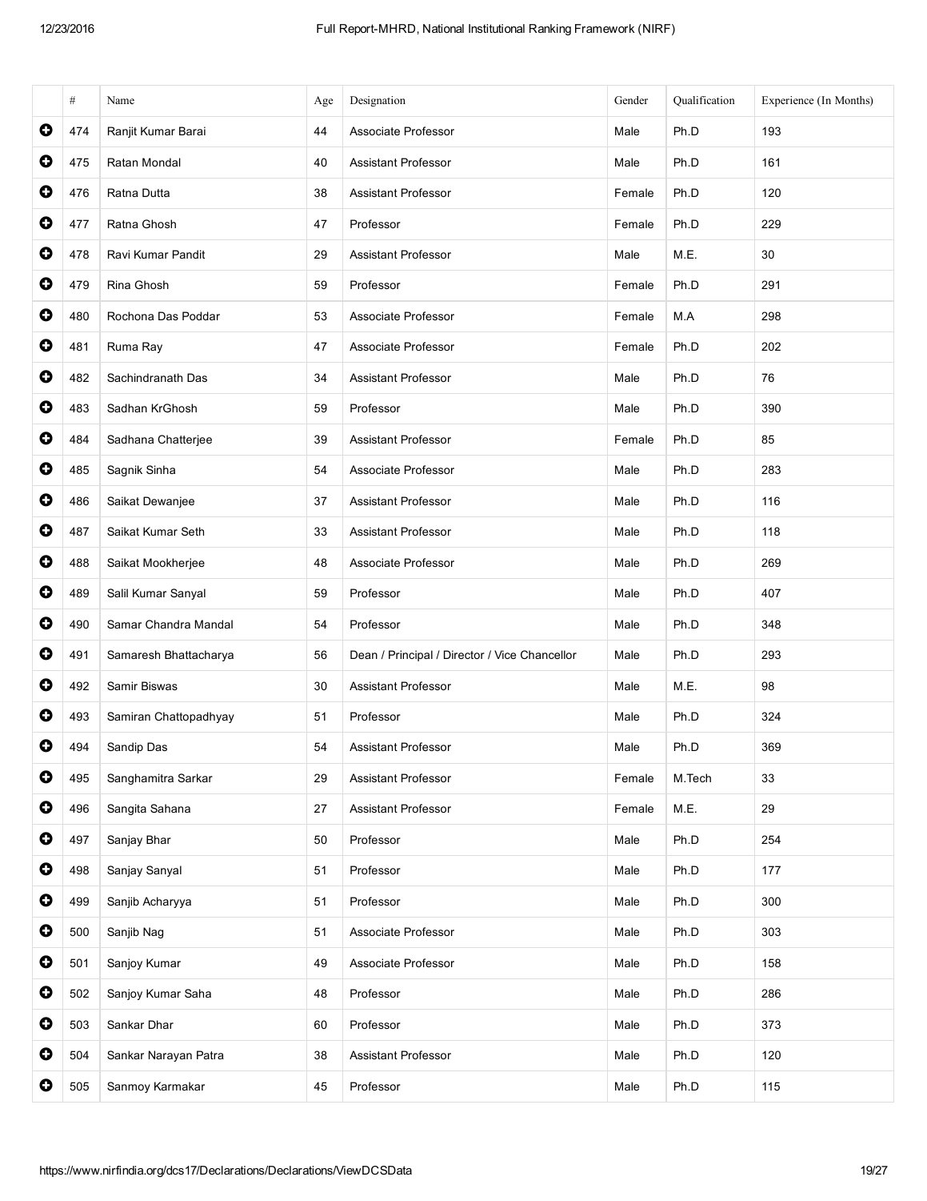| | # | Name | Age | Designation | Gender | Qualification | Experience (In Months) |
|---|---|---|---|---|---|---|---|
| | 474 | Ranjit Kumar Barai | 44 | Associate Professor | Male | Ph.D | 193 |
| | 475 | Ratan Mondal | 40 | Assistant Professor | Male | Ph.D | 161 |
| | 476 | Ratna Dutta | 38 | Assistant Professor | Female | Ph.D | 120 |
| | 477 | Ratna Ghosh | 47 | Professor | Female | Ph.D | 229 |
| | 478 | Ravi Kumar Pandit | 29 | Assistant Professor | Male | M.E. | 30 |
| | 479 | Rina Ghosh | 59 | Professor | Female | Ph.D | 291 |
| | 480 | Rochona Das Poddar | 53 | Associate Professor | Female | M.A | 298 |
| | 481 | Ruma Ray | 47 | Associate Professor | Female | Ph.D | 202 |
| | 482 | Sachindranath Das | 34 | Assistant Professor | Male | Ph.D | 76 |
| | 483 | Sadhan KrGhosh | 59 | Professor | Male | Ph.D | 390 |
| | 484 | Sadhana Chatterjee | 39 | Assistant Professor | Female | Ph.D | 85 |
| | 485 | Sagnik Sinha | 54 | Associate Professor | Male | Ph.D | 283 |
| | 486 | Saikat Dewanjee | 37 | Assistant Professor | Male | Ph.D | 116 |
| | 487 | Saikat Kumar Seth | 33 | Assistant Professor | Male | Ph.D | 118 |
| | 488 | Saikat Mookherjee | 48 | Associate Professor | Male | Ph.D | 269 |
| | 489 | Salil Kumar Sanyal | 59 | Professor | Male | Ph.D | 407 |
| | 490 | Samar Chandra Mandal | 54 | Professor | Male | Ph.D | 348 |
| | 491 | Samaresh Bhattacharya | 56 | Dean / Principal / Director / Vice Chancellor | Male | Ph.D | 293 |
| | 492 | Samir Biswas | 30 | Assistant Professor | Male | M.E. | 98 |
| | 493 | Samiran Chattopadhyay | 51 | Professor | Male | Ph.D | 324 |
| | 494 | Sandip Das | 54 | Assistant Professor | Male | Ph.D | 369 |
| | 495 | Sanghamitra Sarkar | 29 | Assistant Professor | Female | M.Tech | 33 |
| | 496 | Sangita Sahana | 27 | Assistant Professor | Female | M.E. | 29 |
| | 497 | Sanjay Bhar | 50 | Professor | Male | Ph.D | 254 |
| | 498 | Sanjay Sanyal | 51 | Professor | Male | Ph.D | 177 |
| | 499 | Sanjib Acharyya | 51 | Professor | Male | Ph.D | 300 |
| | 500 | Sanjib Nag | 51 | Associate Professor | Male | Ph.D | 303 |
| | 501 | Sanjoy Kumar | 49 | Associate Professor | Male | Ph.D | 158 |
| | 502 | Sanjoy Kumar Saha | 48 | Professor | Male | Ph.D | 286 |
| | 503 | Sankar Dhar | 60 | Professor | Male | Ph.D | 373 |
| | 504 | Sankar Narayan Patra | 38 | Assistant Professor | Male | Ph.D | 120 |
| | 505 | Sanmoy Karmakar | 45 | Professor | Male | Ph.D | 115 |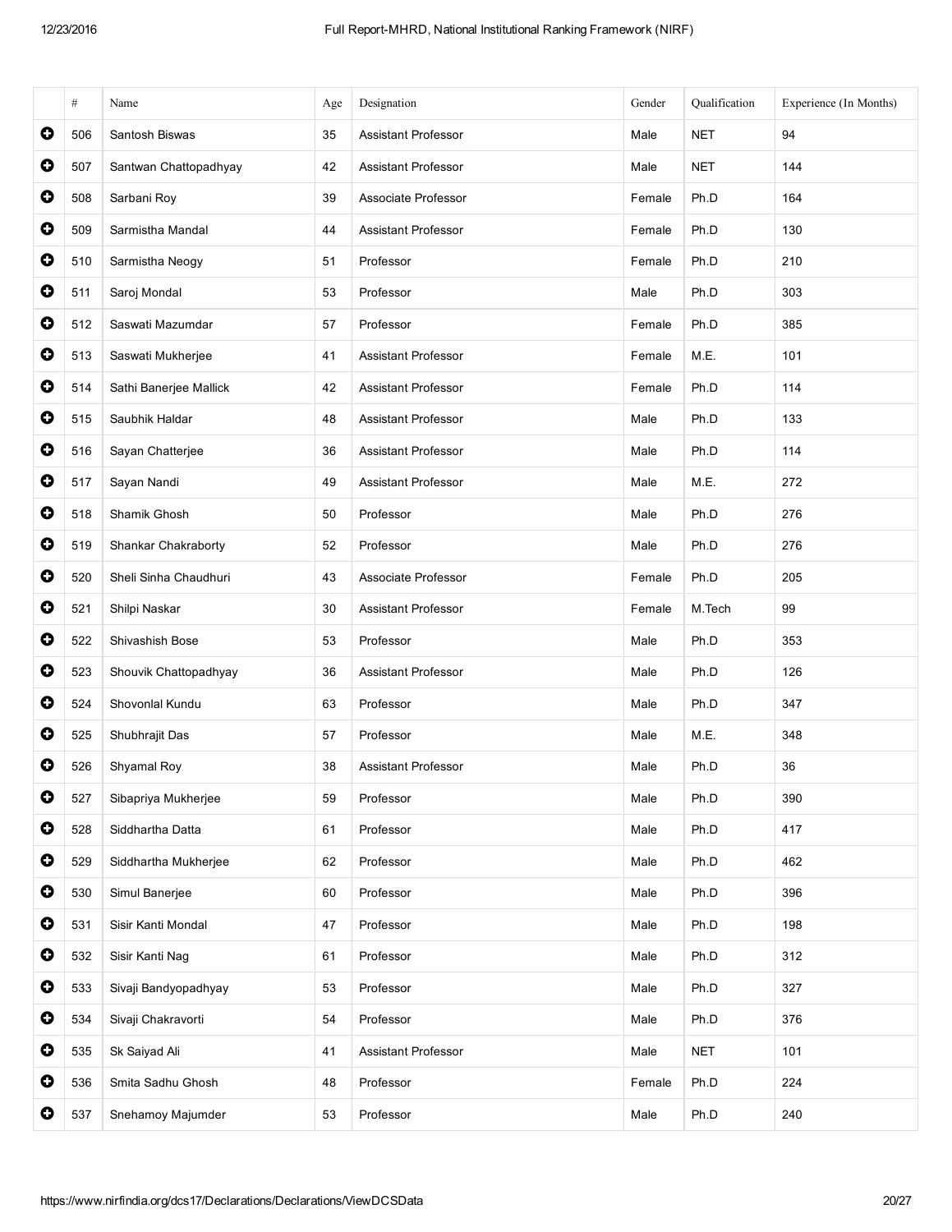| | # | Name | Age | Designation | Gender | Qualification | Experience (In Months) |
|---|---|---|---|---|---|---|---|
| ➕ | 506 | Santosh Biswas | 35 | Assistant Professor | Male | NET | 94 |
| ➕ | 507 | Santwan Chattopadhyay | 42 | Assistant Professor | Male | NET | 144 |
| ➕ | 508 | Sarbani Roy | 39 | Associate Professor | Female | Ph.D | 164 |
| ➕ | 509 | Sarmistha Mandal | 44 | Assistant Professor | Female | Ph.D | 130 |
| ➕ | 510 | Sarmistha Neogy | 51 | Professor | Female | Ph.D | 210 |
| ➕ | 511 | Saroj Mondal | 53 | Professor | Male | Ph.D | 303 |
| ➕ | 512 | Saswati Mazumdar | 57 | Professor | Female | Ph.D | 385 |
| ➕ | 513 | Saswati Mukherjee | 41 | Assistant Professor | Female | M.E. | 101 |
| ➕ | 514 | Sathi Banerjee Mallick | 42 | Assistant Professor | Female | Ph.D | 114 |
| ➕ | 515 | Saubhik Haldar | 48 | Assistant Professor | Male | Ph.D | 133 |
| ➕ | 516 | Sayan Chatterjee | 36 | Assistant Professor | Male | Ph.D | 114 |
| ➕ | 517 | Sayan Nandi | 49 | Assistant Professor | Male | M.E. | 272 |
| ➕ | 518 | Shamik Ghosh | 50 | Professor | Male | Ph.D | 276 |
| ➕ | 519 | Shankar Chakraborty | 52 | Professor | Male | Ph.D | 276 |
| ➕ | 520 | Sheli Sinha Chaudhuri | 43 | Associate Professor | Female | Ph.D | 205 |
| ➕ | 521 | Shilpi Naskar | 30 | Assistant Professor | Female | M.Tech | 99 |
| ➕ | 522 | Shivashish Bose | 53 | Professor | Male | Ph.D | 353 |
| ➕ | 523 | Shouvik Chattopadhyay | 36 | Assistant Professor | Male | Ph.D | 126 |
| ➕ | 524 | Shovonlal Kundu | 63 | Professor | Male | Ph.D | 347 |
| ➕ | 525 | Shubhrajit Das | 57 | Professor | Male | M.E. | 348 |
| ➕ | 526 | Shyamal Roy | 38 | Assistant Professor | Male | Ph.D | 36 |
| ➕ | 527 | Sibapriya Mukherjee | 59 | Professor | Male | Ph.D | 390 |
| ➕ | 528 | Siddhartha Datta | 61 | Professor | Male | Ph.D | 417 |
| ➕ | 529 | Siddhartha Mukherjee | 62 | Professor | Male | Ph.D | 462 |
| ➕ | 530 | Simul Banerjee | 60 | Professor | Male | Ph.D | 396 |
| ➕ | 531 | Sisir Kanti Mondal | 47 | Professor | Male | Ph.D | 198 |
| ➕ | 532 | Sisir Kanti Nag | 61 | Professor | Male | Ph.D | 312 |
| ➕ | 533 | Sivaji Bandyopadhyay | 53 | Professor | Male | Ph.D | 327 |
| ➕ | 534 | Sivaji Chakravorti | 54 | Professor | Male | Ph.D | 376 |
| ➕ | 535 | Sk Saiyad Ali | 41 | Assistant Professor | Male | NET | 101 |
| ➕ | 536 | Smita Sadhu Ghosh | 48 | Professor | Female | Ph.D | 224 |
| ➕ | 537 | Snehamoy Majumder | 53 | Professor | Male | Ph.D | 240 |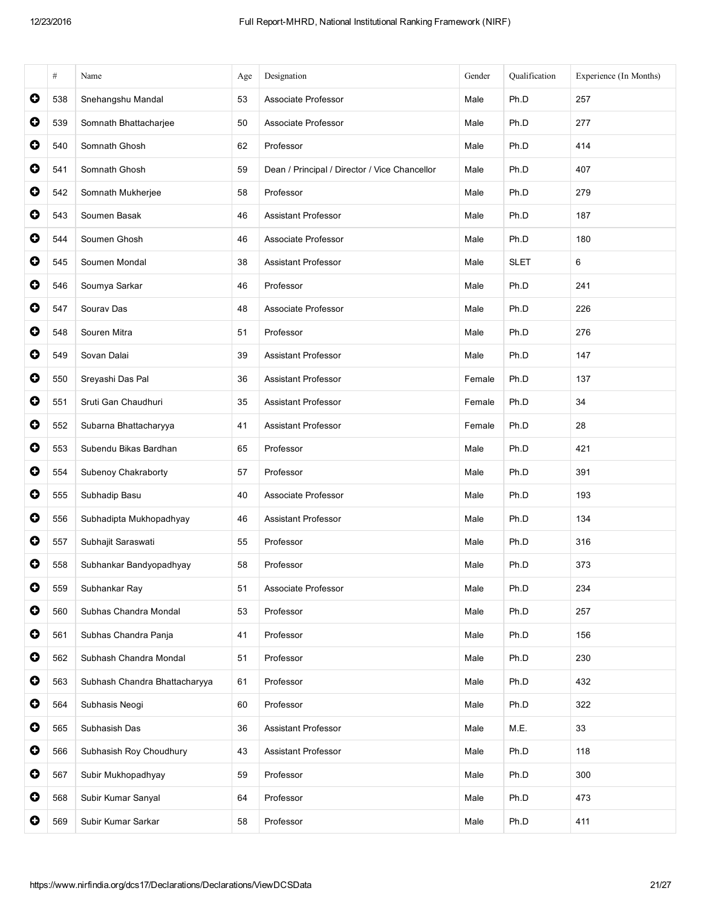| | # | Name | Age | Designation | Gender | Qualification | Experience (In Months) |
|---|---|---|---|---|---|---|---|
| | 538 | Snehangshu Mandal | 53 | Associate Professor | Male | Ph.D | 257 |
| | 539 | Somnath Bhattacharjee | 50 | Associate Professor | Male | Ph.D | 277 |
| | 540 | Somnath Ghosh | 62 | Professor | Male | Ph.D | 414 |
| | 541 | Somnath Ghosh | 59 | Dean / Principal / Director / Vice Chancellor | Male | Ph.D | 407 |
| | 542 | Somnath Mukherjee | 58 | Professor | Male | Ph.D | 279 |
| | 543 | Soumen Basak | 46 | Assistant Professor | Male | Ph.D | 187 |
| | 544 | Soumen Ghosh | 46 | Associate Professor | Male | Ph.D | 180 |
| | 545 | Soumen Mondal | 38 | Assistant Professor | Male | SLET | 6 |
| | 546 | Soumya Sarkar | 46 | Professor | Male | Ph.D | 241 |
| | 547 | Sourav Das | 48 | Associate Professor | Male | Ph.D | 226 |
| | 548 | Souren Mitra | 51 | Professor | Male | Ph.D | 276 |
| | 549 | Sovan Dalai | 39 | Assistant Professor | Male | Ph.D | 147 |
| | 550 | Sreyashi Das Pal | 36 | Assistant Professor | Female | Ph.D | 137 |
| | 551 | Sruti Gan Chaudhuri | 35 | Assistant Professor | Female | Ph.D | 34 |
| | 552 | Subarna Bhattacharyya | 41 | Assistant Professor | Female | Ph.D | 28 |
| | 553 | Subendu Bikas Bardhan | 65 | Professor | Male | Ph.D | 421 |
| | 554 | Subenoy Chakraborty | 57 | Professor | Male | Ph.D | 391 |
| | 555 | Subhadip Basu | 40 | Associate Professor | Male | Ph.D | 193 |
| | 556 | Subhadipta Mukhopadhyay | 46 | Assistant Professor | Male | Ph.D | 134 |
| | 557 | Subhajit Saraswati | 55 | Professor | Male | Ph.D | 316 |
| | 558 | Subhankar Bandyopadhyay | 58 | Professor | Male | Ph.D | 373 |
| | 559 | Subhankar Ray | 51 | Associate Professor | Male | Ph.D | 234 |
| | 560 | Subhas Chandra Mondal | 53 | Professor | Male | Ph.D | 257 |
| | 561 | Subhas Chandra Panja | 41 | Professor | Male | Ph.D | 156 |
| | 562 | Subhash Chandra Mondal | 51 | Professor | Male | Ph.D | 230 |
| | 563 | Subhash Chandra Bhattacharyya | 61 | Professor | Male | Ph.D | 432 |
| | 564 | Subhasis Neogi | 60 | Professor | Male | Ph.D | 322 |
| | 565 | Subhasish Das | 36 | Assistant Professor | Male | M.E. | 33 |
| | 566 | Subhasish Roy Choudhury | 43 | Assistant Professor | Male | Ph.D | 118 |
| | 567 | Subir Mukhopadhyay | 59 | Professor | Male | Ph.D | 300 |
| | 568 | Subir Kumar Sanyal | 64 | Professor | Male | Ph.D | 473 |
| | 569 | Subir Kumar Sarkar | 58 | Professor | Male | Ph.D | 411 |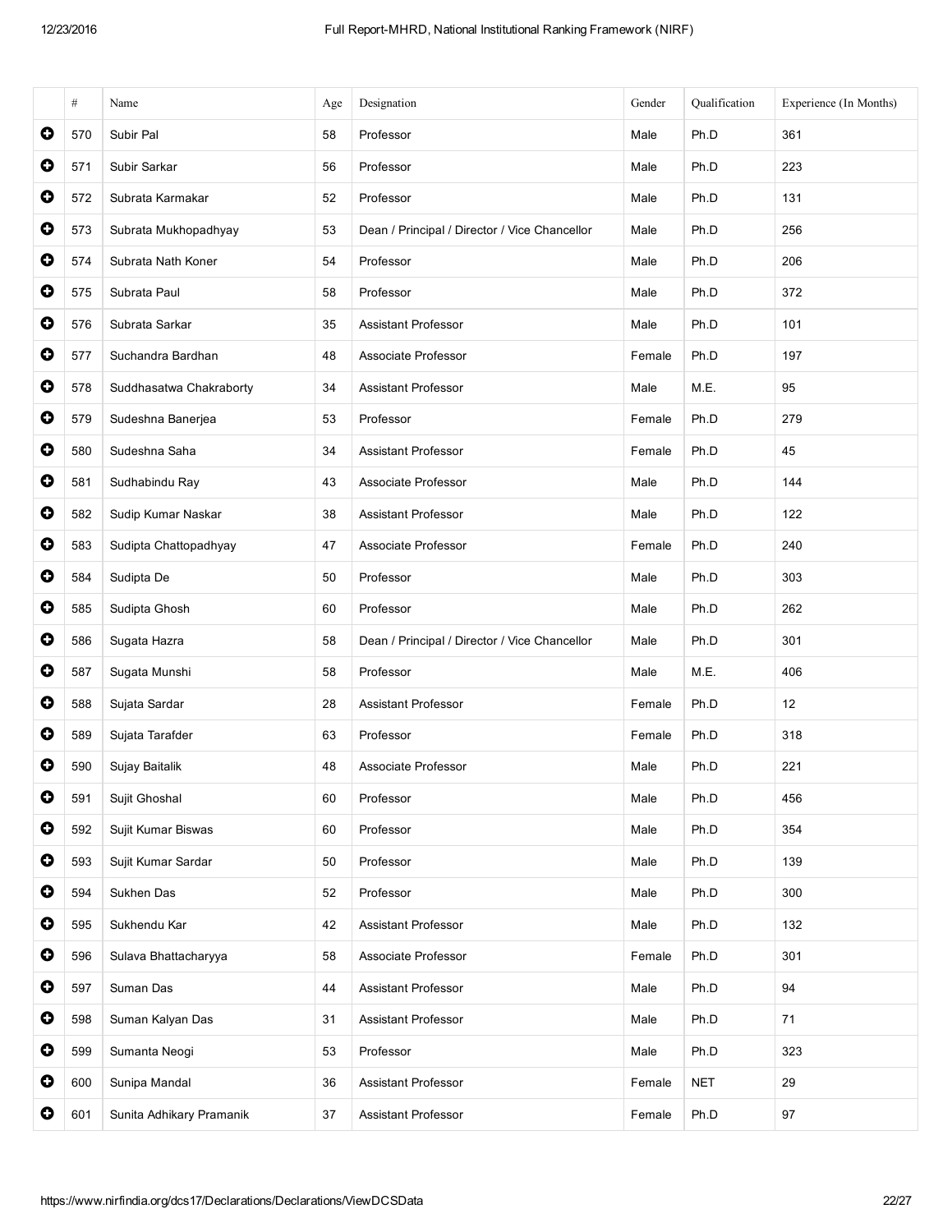| | # | Name | Age | Designation | Gender | Qualification | Experience (In Months) |
|---|---|---|---|---|---|---|---|
| | 570 | Subir Pal | 58 | Professor | Male | Ph.D | 361 |
| | 571 | Subir Sarkar | 56 | Professor | Male | Ph.D | 223 |
| | 572 | Subrata Karmakar | 52 | Professor | Male | Ph.D | 131 |
| | 573 | Subrata Mukhopadhyay | 53 | Dean / Principal / Director / Vice Chancellor | Male | Ph.D | 256 |
| | 574 | Subrata Nath Koner | 54 | Professor | Male | Ph.D | 206 |
| | 575 | Subrata Paul | 58 | Professor | Male | Ph.D | 372 |
| | 576 | Subrata Sarkar | 35 | Assistant Professor | Male | Ph.D | 101 |
| | 577 | Suchandra Bardhan | 48 | Associate Professor | Female | Ph.D | 197 |
| | 578 | Suddhasatwa Chakraborty | 34 | Assistant Professor | Male | M.E. | 95 |
| | 579 | Sudeshna Banerjea | 53 | Professor | Female | Ph.D | 279 |
| | 580 | Sudeshna Saha | 34 | Assistant Professor | Female | Ph.D | 45 |
| | 581 | Sudhabindu Ray | 43 | Associate Professor | Male | Ph.D | 144 |
| | 582 | Sudip Kumar Naskar | 38 | Assistant Professor | Male | Ph.D | 122 |
| | 583 | Sudipta Chattopadhyay | 47 | Associate Professor | Female | Ph.D | 240 |
| | 584 | Sudipta De | 50 | Professor | Male | Ph.D | 303 |
| | 585 | Sudipta Ghosh | 60 | Professor | Male | Ph.D | 262 |
| | 586 | Sugata Hazra | 58 | Dean / Principal / Director / Vice Chancellor | Male | Ph.D | 301 |
| | 587 | Sugata Munshi | 58 | Professor | Male | M.E. | 406 |
| | 588 | Sujata Sardar | 28 | Assistant Professor | Female | Ph.D | 12 |
| | 589 | Sujata Tarafder | 63 | Professor | Female | Ph.D | 318 |
| | 590 | Sujay Baitalik | 48 | Associate Professor | Male | Ph.D | 221 |
| | 591 | Sujit Ghoshal | 60 | Professor | Male | Ph.D | 456 |
| | 592 | Sujit Kumar Biswas | 60 | Professor | Male | Ph.D | 354 |
| | 593 | Sujit Kumar Sardar | 50 | Professor | Male | Ph.D | 139 |
| | 594 | Sukhen Das | 52 | Professor | Male | Ph.D | 300 |
| | 595 | Sukhendu Kar | 42 | Assistant Professor | Male | Ph.D | 132 |
| | 596 | Sulava Bhattacharyya | 58 | Associate Professor | Female | Ph.D | 301 |
| | 597 | Suman Das | 44 | Assistant Professor | Male | Ph.D | 94 |
| | 598 | Suman Kalyan Das | 31 | Assistant Professor | Male | Ph.D | 71 |
| | 599 | Sumanta Neogi | 53 | Professor | Male | Ph.D | 323 |
| | 600 | Sunipa Mandal | 36 | Assistant Professor | Female | NET | 29 |
| | 601 | Sunita Adhikary Pramanik | 37 | Assistant Professor | Female | Ph.D | 97 |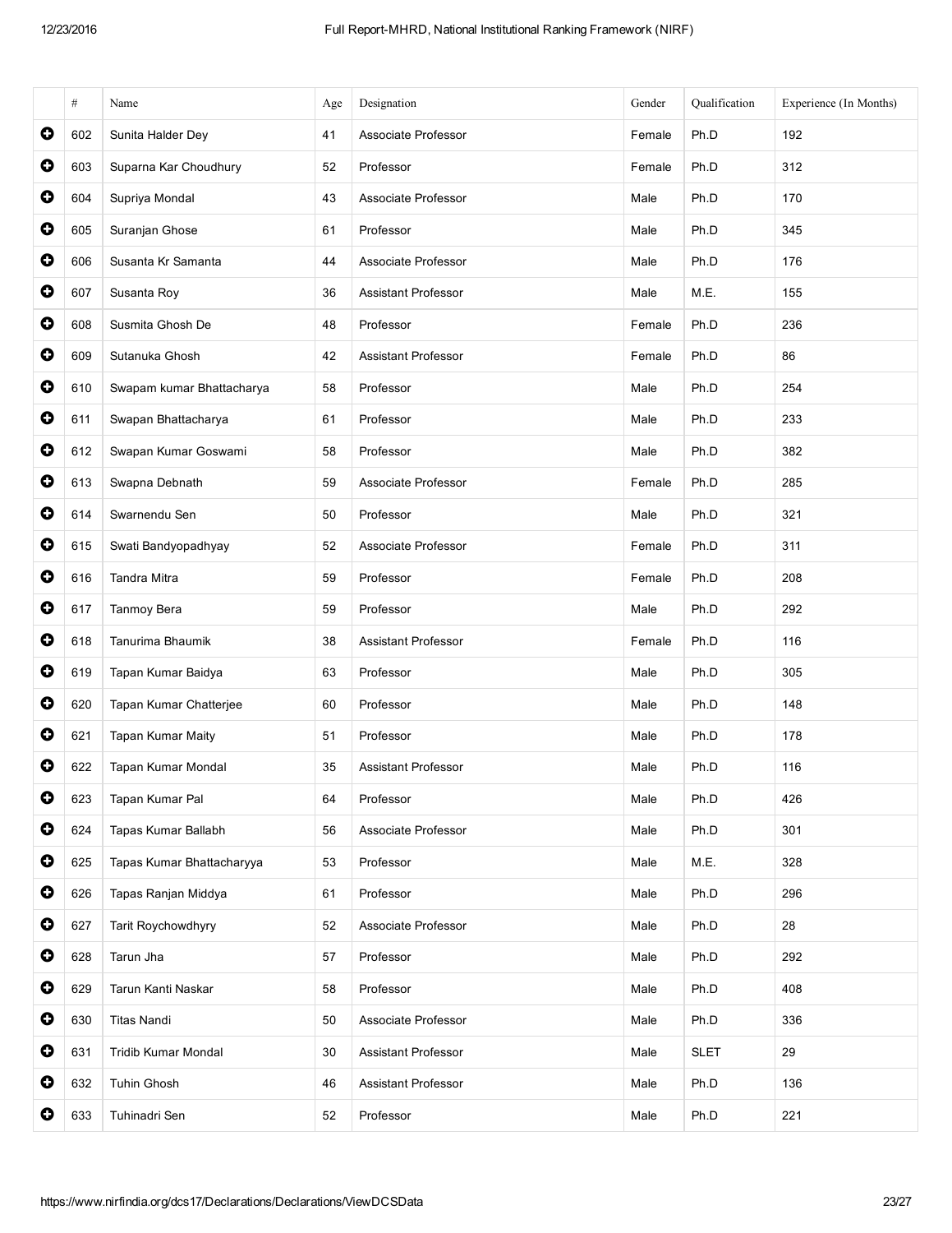| | # | Name | Age | Designation | Gender | Qualification | Experience (In Months) |
|---|---|---|---|---|---|---|---|
| ⊕ | 602 | Sunita Halder Dey | 41 | Associate Professor | Female | Ph.D | 192 |
| ⊕ | 603 | Suparna Kar Choudhury | 52 | Professor | Female | Ph.D | 312 |
| ⊕ | 604 | Supriya Mondal | 43 | Associate Professor | Male | Ph.D | 170 |
| ⊕ | 605 | Suranjan Ghose | 61 | Professor | Male | Ph.D | 345 |
| ⊕ | 606 | Susanta Kr Samanta | 44 | Associate Professor | Male | Ph.D | 176 |
| ⊕ | 607 | Susanta Roy | 36 | Assistant Professor | Male | M.E. | 155 |
| ⊕ | 608 | Susmita Ghosh De | 48 | Professor | Female | Ph.D | 236 |
| ⊕ | 609 | Sutanuka Ghosh | 42 | Assistant Professor | Female | Ph.D | 86 |
| ⊕ | 610 | Swapam kumar Bhattacharya | 58 | Professor | Male | Ph.D | 254 |
| ⊕ | 611 | Swapan Bhattacharya | 61 | Professor | Male | Ph.D | 233 |
| ⊕ | 612 | Swapan Kumar Goswami | 58 | Professor | Male | Ph.D | 382 |
| ⊕ | 613 | Swapna Debnath | 59 | Associate Professor | Female | Ph.D | 285 |
| ⊕ | 614 | Swarnendu Sen | 50 | Professor | Male | Ph.D | 321 |
| ⊕ | 615 | Swati Bandyopadhyay | 52 | Associate Professor | Female | Ph.D | 311 |
| ⊕ | 616 | Tandra Mitra | 59 | Professor | Female | Ph.D | 208 |
| ⊕ | 617 | Tanmoy Bera | 59 | Professor | Male | Ph.D | 292 |
| ⊕ | 618 | Tanurima Bhaumik | 38 | Assistant Professor | Female | Ph.D | 116 |
| ⊕ | 619 | Tapan Kumar Baidya | 63 | Professor | Male | Ph.D | 305 |
| ⊕ | 620 | Tapan Kumar Chatterjee | 60 | Professor | Male | Ph.D | 148 |
| ⊕ | 621 | Tapan Kumar Maity | 51 | Professor | Male | Ph.D | 178 |
| ⊕ | 622 | Tapan Kumar Mondal | 35 | Assistant Professor | Male | Ph.D | 116 |
| ⊕ | 623 | Tapan Kumar Pal | 64 | Professor | Male | Ph.D | 426 |
| ⊕ | 624 | Tapas Kumar Ballabh | 56 | Associate Professor | Male | Ph.D | 301 |
| ⊕ | 625 | Tapas Kumar Bhattacharyya | 53 | Professor | Male | M.E. | 328 |
| ⊕ | 626 | Tapas Ranjan Middya | 61 | Professor | Male | Ph.D | 296 |
| ⊕ | 627 | Tarit Roychowdhyry | 52 | Associate Professor | Male | Ph.D | 28 |
| ⊕ | 628 | Tarun Jha | 57 | Professor | Male | Ph.D | 292 |
| ⊕ | 629 | Tarun Kanti Naskar | 58 | Professor | Male | Ph.D | 408 |
| ⊕ | 630 | Titas Nandi | 50 | Associate Professor | Male | Ph.D | 336 |
| ⊕ | 631 | Tridib Kumar Mondal | 30 | Assistant Professor | Male | SLET | 29 |
| ⊕ | 632 | Tuhin Ghosh | 46 | Assistant Professor | Male | Ph.D | 136 |
| ⊕ | 633 | Tuhinadri Sen | 52 | Professor | Male | Ph.D | 221 |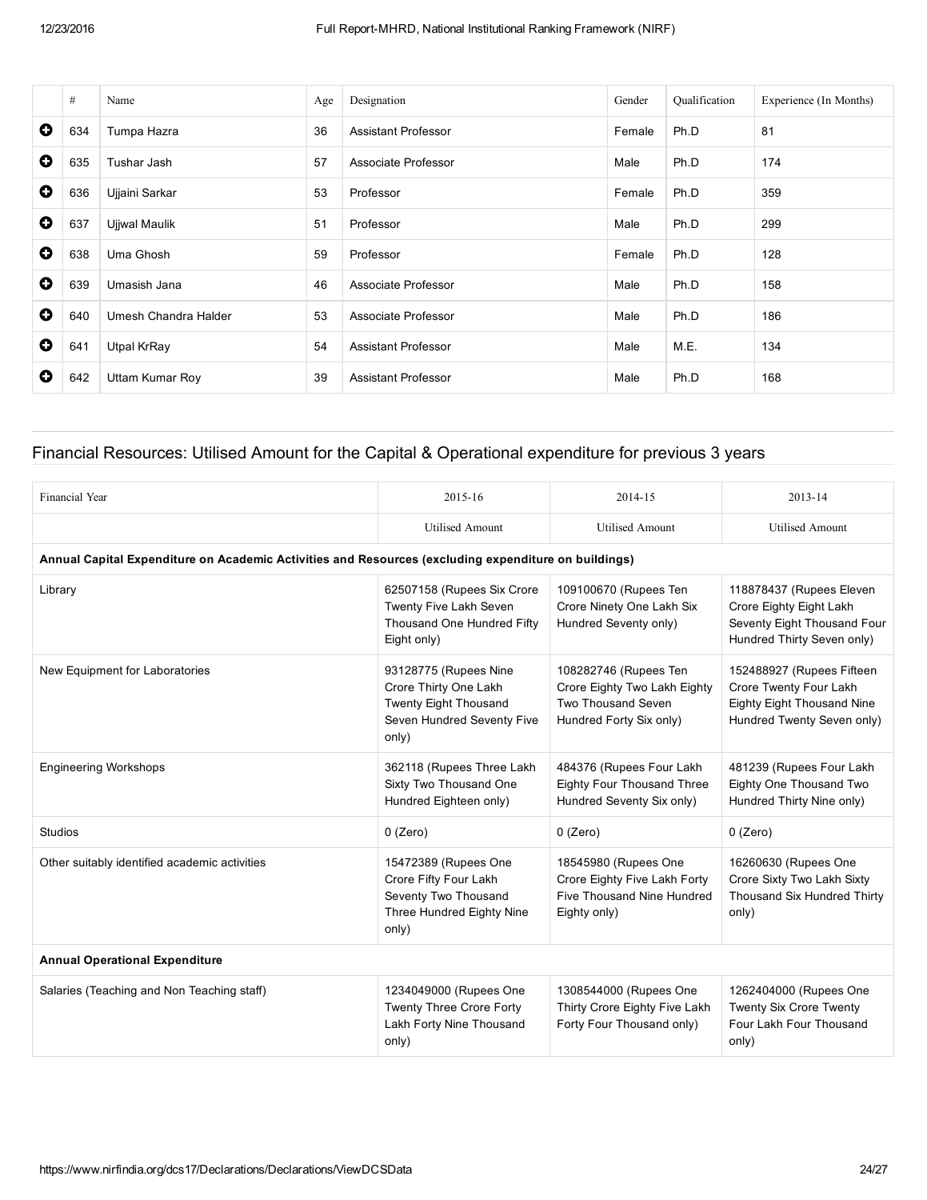| | # | Name | Age | Designation | Gender | Qualification | Experience (In Months) |
|---|---|---|---|---|---|---|---|
| ⊕ | 634 | Tumpa Hazra | 36 | Assistant Professor | Female | Ph.D | 81 |
| ⊕ | 635 | Tushar Jash | 57 | Associate Professor | Male | Ph.D | 174 |
| ⊕ | 636 | Ujjaini Sarkar | 53 | Professor | Female | Ph.D | 359 |
| ⊕ | 637 | Ujjwal Maulik | 51 | Professor | Male | Ph.D | 299 |
| ⊕ | 638 | Uma Ghosh | 59 | Professor | Female | Ph.D | 128 |
| ⊕ | 639 | Umasish Jana | 46 | Associate Professor | Male | Ph.D | 158 |
| ⊕ | 640 | Umesh Chandra Halder | 53 | Associate Professor | Male | Ph.D | 186 |
| ⊕ | 641 | Utpal KrRay | 54 | Assistant Professor | Male | M.E. | 134 |
| ⊕ | 642 | Uttam Kumar Roy | 39 | Assistant Professor | Male | Ph.D | 168 |

## Financial Resources: Utilised Amount for the Capital & Operational expenditure for previous 3 years

| Financial Year | 2015-16 | 2014-15 | 2013-14 |
|---|---|---|---|
| | Utilised Amount | Utilised Amount | Utilised Amount |
| **Annual Capital Expenditure on Academic Activities and Resources (excluding expenditure on buildings)** | | | |
| Library | 62507158 (Rupees Six Crore Twenty Five Lakh Seven Thousand One Hundred Fifty Eight only) | 109100670 (Rupees Ten Crore Ninety One Lakh Six Hundred Seventy only) | 118878437 (Rupees Eleven Crore Eighty Eight Lakh Seventy Eight Thousand Four Hundred Thirty Seven only) |
| New Equipment for Laboratories | 93128775 (Rupees Nine Crore Thirty One Lakh Twenty Eight Thousand Seven Hundred Seventy Five only) | 108282746 (Rupees Ten Crore Eighty Two Lakh Eighty Two Thousand Seven Hundred Forty Six only) | 152488927 (Rupees Fifteen Crore Twenty Four Lakh Eighty Eight Thousand Nine Hundred Twenty Seven only) |
| Engineering Workshops | 362118 (Rupees Three Lakh Sixty Two Thousand One Hundred Eighteen only) | 484376 (Rupees Four Lakh Eighty Four Thousand Three Hundred Seventy Six only) | 481239 (Rupees Four Lakh Eighty One Thousand Two Hundred Thirty Nine only) |
| Studios | 0 (Zero) | 0 (Zero) | 0 (Zero) |
| Other suitably identified academic activities | 15472389 (Rupees One Crore Fifty Four Lakh Seventy Two Thousand Three Hundred Eighty Nine only) | 18545980 (Rupees One Crore Eighty Five Lakh Forty Five Thousand Nine Hundred Eighty only) | 16260630 (Rupees One Crore Sixty Two Lakh Sixty Thousand Six Hundred Thirty only) |
| **Annual Operational Expenditure** | | | |
| Salaries (Teaching and Non Teaching staff) | 1234049000 (Rupees One Twenty Three Crore Forty Lakh Forty Nine Thousand only) | 1308544000 (Rupees One Thirty Crore Eighty Five Lakh Forty Four Thousand only) | 1262404000 (Rupees One Twenty Six Crore Twenty Four Lakh Four Thousand only) |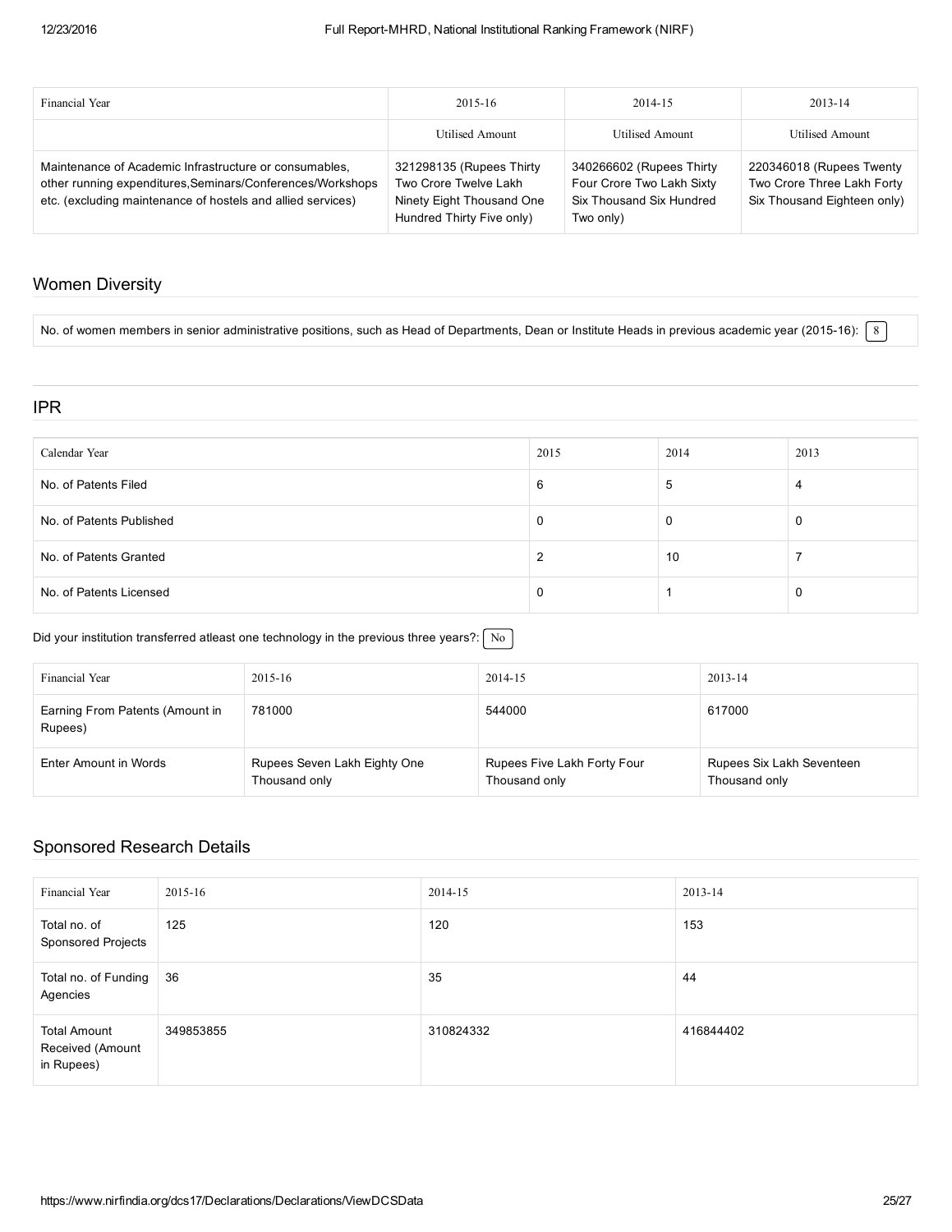| Financial Year | 2015-16 | 2014-15 | 2013-14 |
|---|---|---|---|
| | Utilised Amount | Utilised Amount | Utilised Amount |
| Maintenance of Academic Infrastructure or consumables, other running expenditures,Seminars/Conferences/Workshops etc. (excluding maintenance of hostels and allied services) | 321298135 (Rupees Thirty Two Crore Twelve Lakh Ninety Eight Thousand One Hundred Thirty Five only) | 340266602 (Rupees Thirty Four Crore Two Lakh Sixty Six Thousand Six Hundred Two only) | 220346018 (Rupees Twenty Two Crore Three Lakh Forty Six Thousand Eighteen only) |

## Women Diversity

No. of women members in senior administrative positions, such as Head of Departments, Dean or Institute Heads in previous academic year (2015-16): 8

## IPR

| Calendar Year | 2015 | 2014 | 2013 |
|---|---|---|---|
| No. of Patents Filed | 6 | 5 | 4 |
| No. of Patents Published | 0 | 0 | 0 |
| No. of Patents Granted | 2 | 10 | 7 |
| No. of Patents Licensed | 0 | 1 | 0 |

Did your institution transferred atleast one technology in the previous three years?: No

| Financial Year | 2015-16 | 2014-15 | 2013-14 |
|---|---|---|---|
| Earning From Patents (Amount in Rupees) | 781000 | 544000 | 617000 |
| Enter Amount in Words | Rupees Seven Lakh Eighty One Thousand only | Rupees Five Lakh Forty Four Thousand only | Rupees Six Lakh Seventeen Thousand only |

## Sponsored Research Details

| Financial Year | 2015-16 | 2014-15 | 2013-14 |
|---|---|---|---|
| Total no. of Sponsored Projects | 125 | 120 | 153 |
| Total no. of Funding Agencies | 36 | 35 | 44 |
| Total Amount Received (Amount in Rupees) | 349853855 | 310824332 | 416844402 |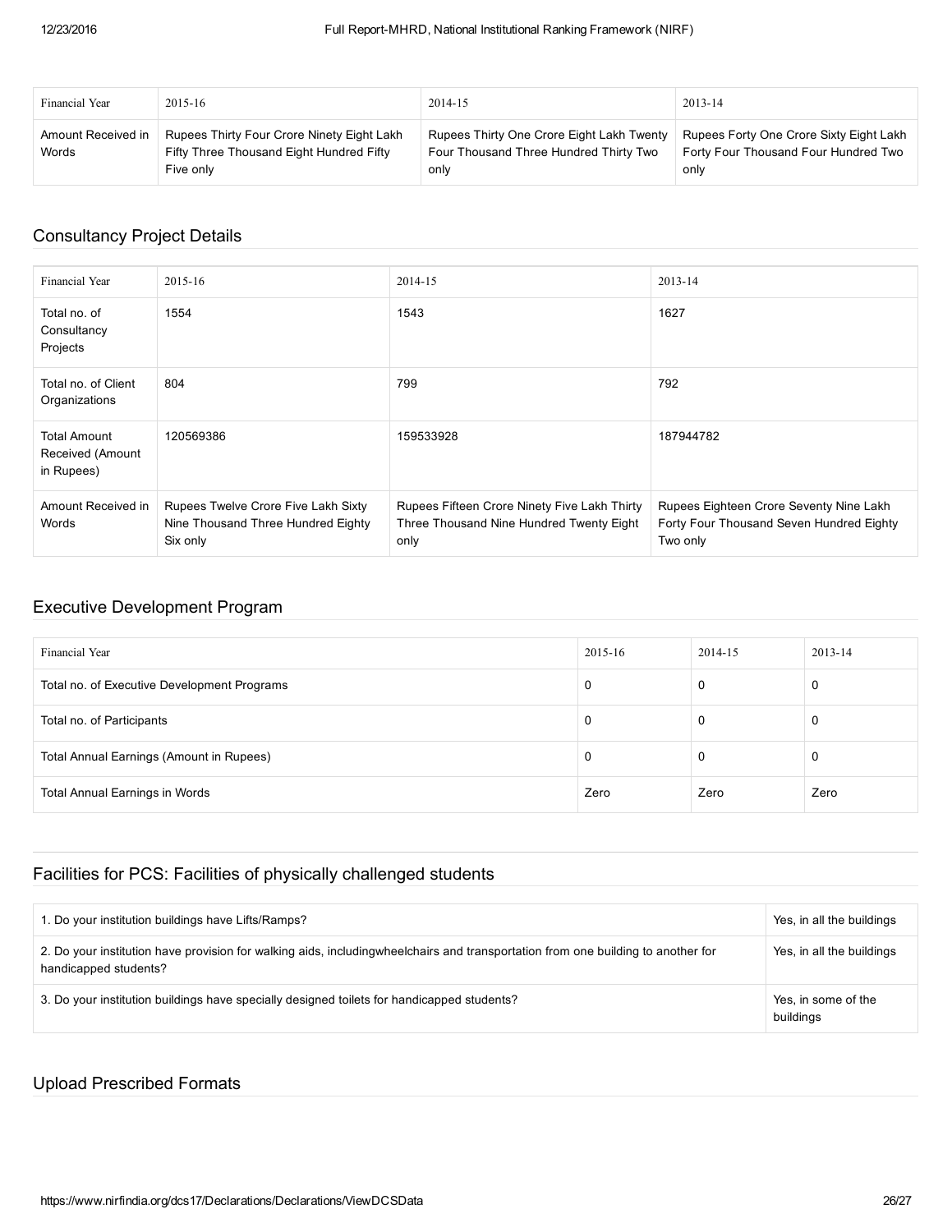| Financial Year | 2015-16 | 2014-15 | 2013-14 |
| --- | --- | --- | --- |
| Amount Received in Words | Rupees Thirty Four Crore Ninety Eight Lakh Fifty Three Thousand Eight Hundred Fifty Five only | Rupees Thirty One Crore Eight Lakh Twenty Four Thousand Three Hundred Thirty Two only | Rupees Forty One Crore Sixty Eight Lakh Forty Four Thousand Four Hundred Two only |

## Consultancy Project Details

| Financial Year | 2015-16 | 2014-15 | 2013-14 |
| --- | --- | --- | --- |
| Total no. of Consultancy Projects | 1554 | 1543 | 1627 |
| Total no. of Client Organizations | 804 | 799 | 792 |
| Total Amount Received (Amount in Rupees) | 120569386 | 159533928 | 187944782 |
| Amount Received in Words | Rupees Twelve Crore Five Lakh Sixty Nine Thousand Three Hundred Eighty Six only | Rupees Fifteen Crore Ninety Five Lakh Thirty Three Thousand Nine Hundred Twenty Eight only | Rupees Eighteen Crore Seventy Nine Lakh Forty Four Thousand Seven Hundred Eighty Two only |

## Executive Development Program

| Financial Year | 2015-16 | 2014-15 | 2013-14 |
| --- | --- | --- | --- |
| Total no. of Executive Development Programs | 0 | 0 | 0 |
| Total no. of Participants | 0 | 0 | 0 |
| Total Annual Earnings (Amount in Rupees) | 0 | 0 | 0 |
| Total Annual Earnings in Words | Zero | Zero | Zero |

## Facilities for PCS: Facilities of physically challenged students

| | |
| --- | --- |
| 1. Do your institution buildings have Lifts/Ramps? | Yes, in all the buildings |
| 2. Do your institution have provision for walking aids, includingwheelchairs and transportation from one building to another for handicapped students? | Yes, in all the buildings |
| 3. Do your institution buildings have specially designed toilets for handicapped students? | Yes, in some of the buildings |

## Upload Prescribed Formats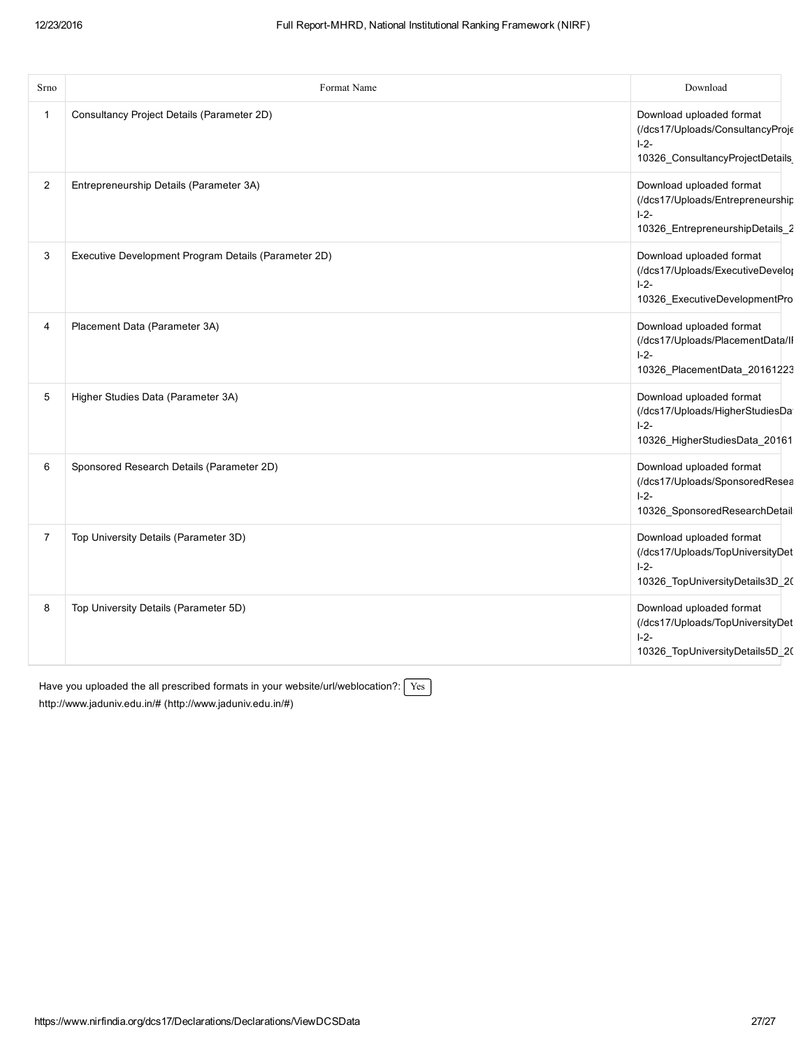| Srno | Format Name | Download |
|---|---|---|
| 1 | Consultancy Project Details (Parameter 2D) | Download uploaded format (/dcs17/Uploads/ConsultancyProje I-2- 10326_ConsultancyProjectDetails_ |
| 2 | Entrepreneurship Details (Parameter 3A) | Download uploaded format (/dcs17/Uploads/Entrepreneurship I-2- 10326_EntrepreneurshipDetails_2 |
| 3 | Executive Development Program Details (Parameter 2D) | Download uploaded format (/dcs17/Uploads/ExecutiveDevelop I-2- 10326_ExecutiveDevelopmentPro |
| 4 | Placement Data (Parameter 3A) | Download uploaded format (/dcs17/Uploads/PlacementData/II I-2- 10326_PlacementData_20161223 |
| 5 | Higher Studies Data (Parameter 3A) | Download uploaded format (/dcs17/Uploads/HigherStudiesDa I-2- 10326_HigherStudiesData_20161 |
| 6 | Sponsored Research Details (Parameter 2D) | Download uploaded format (/dcs17/Uploads/SponsoredResea I-2- 10326_SponsoredResearchDetail |
| 7 | Top University Details (Parameter 3D) | Download uploaded format (/dcs17/Uploads/TopUniversityDet I-2- 10326_TopUniversityDetails3D_20 |
| 8 | Top University Details (Parameter 5D) | Download uploaded format (/dcs17/Uploads/TopUniversityDet I-2- 10326_TopUniversityDetails5D_20 |

Have you uploaded the all prescribed formats in your website/url/weblocation?: Yes

http://www.jaduniv.edu.in/# (http://www.jaduniv.edu.in/#)